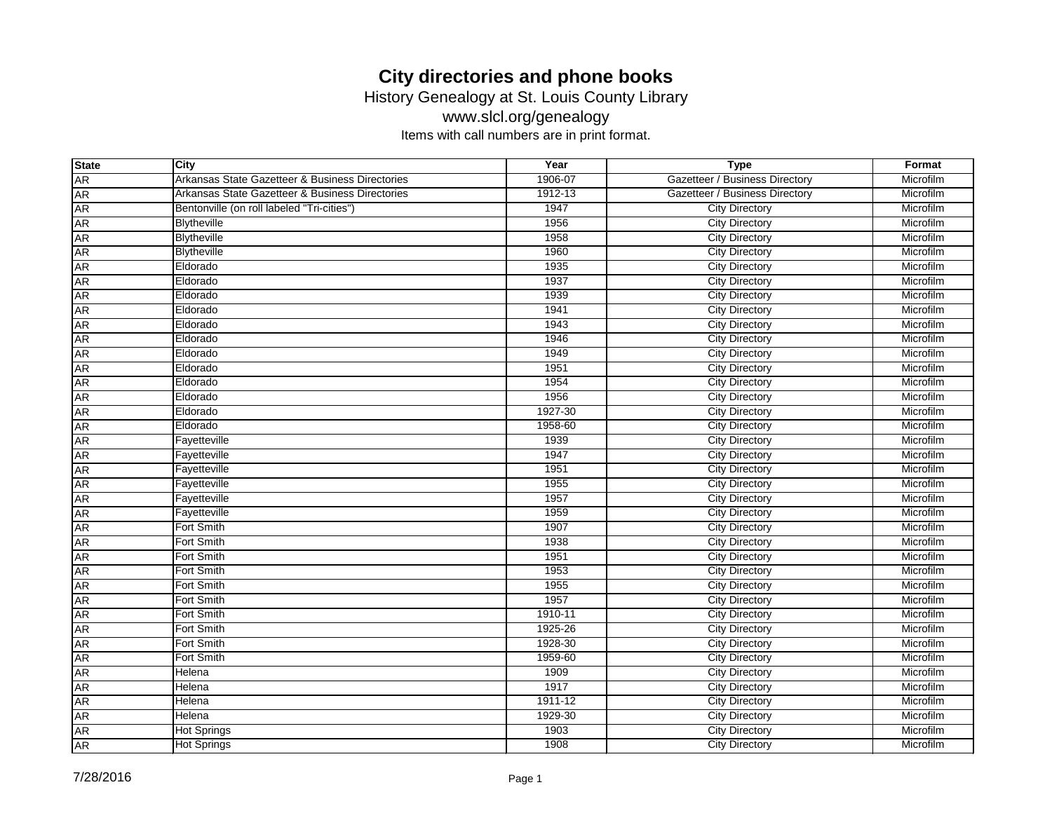# City directories and phone books

History Genealogy at St. Louis County Library

www.slcl.org/genealogy

Items with call numbers are in print format.

| State | City | Year | Type | Format |
|---|---|---|---|---|
| AR | Arkansas State Gazetteer & Business Directories | 1906-07 | Gazetteer / Business Directory | Microfilm |
| AR | Arkansas State Gazetteer & Business Directories | 1912-13 | Gazetteer / Business Directory | Microfilm |
| AR | Bentonville (on roll labeled "Tri-cities") | 1947 | City Directory | Microfilm |
| AR | Blytheville | 1956 | City Directory | Microfilm |
| AR | Blytheville | 1958 | City Directory | Microfilm |
| AR | Blytheville | 1960 | City Directory | Microfilm |
| AR | Eldorado | 1935 | City Directory | Microfilm |
| AR | Eldorado | 1937 | City Directory | Microfilm |
| AR | Eldorado | 1939 | City Directory | Microfilm |
| AR | Eldorado | 1941 | City Directory | Microfilm |
| AR | Eldorado | 1943 | City Directory | Microfilm |
| AR | Eldorado | 1946 | City Directory | Microfilm |
| AR | Eldorado | 1949 | City Directory | Microfilm |
| AR | Eldorado | 1951 | City Directory | Microfilm |
| AR | Eldorado | 1954 | City Directory | Microfilm |
| AR | Eldorado | 1956 | City Directory | Microfilm |
| AR | Eldorado | 1927-30 | City Directory | Microfilm |
| AR | Eldorado | 1958-60 | City Directory | Microfilm |
| AR | Fayetteville | 1939 | City Directory | Microfilm |
| AR | Fayetteville | 1947 | City Directory | Microfilm |
| AR | Fayetteville | 1951 | City Directory | Microfilm |
| AR | Fayetteville | 1955 | City Directory | Microfilm |
| AR | Fayetteville | 1957 | City Directory | Microfilm |
| AR | Fayetteville | 1959 | City Directory | Microfilm |
| AR | Fort Smith | 1907 | City Directory | Microfilm |
| AR | Fort Smith | 1938 | City Directory | Microfilm |
| AR | Fort Smith | 1951 | City Directory | Microfilm |
| AR | Fort Smith | 1953 | City Directory | Microfilm |
| AR | Fort Smith | 1955 | City Directory | Microfilm |
| AR | Fort Smith | 1957 | City Directory | Microfilm |
| AR | Fort Smith | 1910-11 | City Directory | Microfilm |
| AR | Fort Smith | 1925-26 | City Directory | Microfilm |
| AR | Fort Smith | 1928-30 | City Directory | Microfilm |
| AR | Fort Smith | 1959-60 | City Directory | Microfilm |
| AR | Helena | 1909 | City Directory | Microfilm |
| AR | Helena | 1917 | City Directory | Microfilm |
| AR | Helena | 1911-12 | City Directory | Microfilm |
| AR | Helena | 1929-30 | City Directory | Microfilm |
| AR | Hot Springs | 1903 | City Directory | Microfilm |
| AR | Hot Springs | 1908 | City Directory | Microfilm |

7/28/2016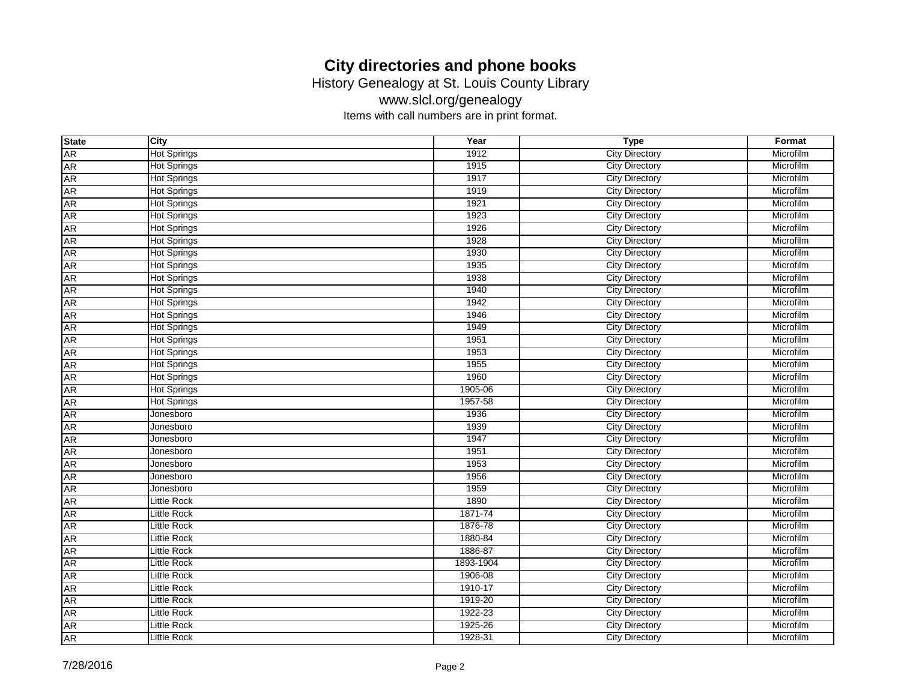# City directories and phone books

History Genealogy at St. Louis County Library
www.slcl.org/genealogy
Items with call numbers are in print format.

| State | City | Year | Type | Format |
|---|---|---|---|---|
| AR | Hot Springs | 1912 | City Directory | Microfilm |
| AR | Hot Springs | 1915 | City Directory | Microfilm |
| AR | Hot Springs | 1917 | City Directory | Microfilm |
| AR | Hot Springs | 1919 | City Directory | Microfilm |
| AR | Hot Springs | 1921 | City Directory | Microfilm |
| AR | Hot Springs | 1923 | City Directory | Microfilm |
| AR | Hot Springs | 1926 | City Directory | Microfilm |
| AR | Hot Springs | 1928 | City Directory | Microfilm |
| AR | Hot Springs | 1930 | City Directory | Microfilm |
| AR | Hot Springs | 1935 | City Directory | Microfilm |
| AR | Hot Springs | 1938 | City Directory | Microfilm |
| AR | Hot Springs | 1940 | City Directory | Microfilm |
| AR | Hot Springs | 1942 | City Directory | Microfilm |
| AR | Hot Springs | 1946 | City Directory | Microfilm |
| AR | Hot Springs | 1949 | City Directory | Microfilm |
| AR | Hot Springs | 1951 | City Directory | Microfilm |
| AR | Hot Springs | 1953 | City Directory | Microfilm |
| AR | Hot Springs | 1955 | City Directory | Microfilm |
| AR | Hot Springs | 1960 | City Directory | Microfilm |
| AR | Hot Springs | 1905-06 | City Directory | Microfilm |
| AR | Hot Springs | 1957-58 | City Directory | Microfilm |
| AR | Jonesboro | 1936 | City Directory | Microfilm |
| AR | Jonesboro | 1939 | City Directory | Microfilm |
| AR | Jonesboro | 1947 | City Directory | Microfilm |
| AR | Jonesboro | 1951 | City Directory | Microfilm |
| AR | Jonesboro | 1953 | City Directory | Microfilm |
| AR | Jonesboro | 1956 | City Directory | Microfilm |
| AR | Jonesboro | 1959 | City Directory | Microfilm |
| AR | Little Rock | 1890 | City Directory | Microfilm |
| AR | Little Rock | 1871-74 | City Directory | Microfilm |
| AR | Little Rock | 1876-78 | City Directory | Microfilm |
| AR | Little Rock | 1880-84 | City Directory | Microfilm |
| AR | Little Rock | 1886-87 | City Directory | Microfilm |
| AR | Little Rock | 1893-1904 | City Directory | Microfilm |
| AR | Little Rock | 1906-08 | City Directory | Microfilm |
| AR | Little Rock | 1910-17 | City Directory | Microfilm |
| AR | Little Rock | 1919-20 | City Directory | Microfilm |
| AR | Little Rock | 1922-23 | City Directory | Microfilm |
| AR | Little Rock | 1925-26 | City Directory | Microfilm |
| AR | Little Rock | 1928-31 | City Directory | Microfilm |

7/28/2016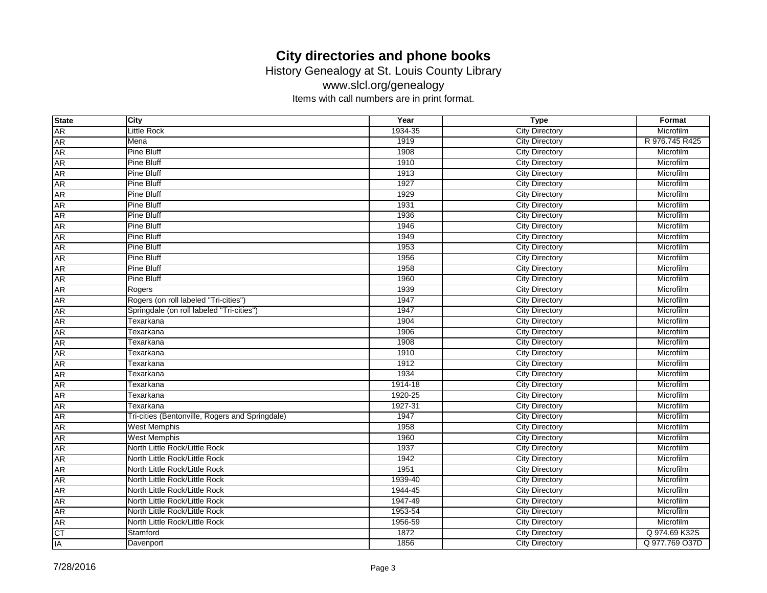# City directories and phone books

History Genealogy at St. Louis County Library

www.slcl.org/genealogy

Items with call numbers are in print format.

| State | City | Year | Type | Format |
|---|---|---|---|---|
| AR | Little Rock | 1934-35 | City Directory | Microfilm |
| AR | Mena | 1919 | City Directory | R 976.745 R425 |
| AR | Pine Bluff | 1908 | City Directory | Microfilm |
| AR | Pine Bluff | 1910 | City Directory | Microfilm |
| AR | Pine Bluff | 1913 | City Directory | Microfilm |
| AR | Pine Bluff | 1927 | City Directory | Microfilm |
| AR | Pine Bluff | 1929 | City Directory | Microfilm |
| AR | Pine Bluff | 1931 | City Directory | Microfilm |
| AR | Pine Bluff | 1936 | City Directory | Microfilm |
| AR | Pine Bluff | 1946 | City Directory | Microfilm |
| AR | Pine Bluff | 1949 | City Directory | Microfilm |
| AR | Pine Bluff | 1953 | City Directory | Microfilm |
| AR | Pine Bluff | 1956 | City Directory | Microfilm |
| AR | Pine Bluff | 1958 | City Directory | Microfilm |
| AR | Pine Bluff | 1960 | City Directory | Microfilm |
| AR | Rogers | 1939 | City Directory | Microfilm |
| AR | Rogers (on roll labeled "Tri-cities") | 1947 | City Directory | Microfilm |
| AR | Springdale (on roll labeled "Tri-cities") | 1947 | City Directory | Microfilm |
| AR | Texarkana | 1904 | City Directory | Microfilm |
| AR | Texarkana | 1906 | City Directory | Microfilm |
| AR | Texarkana | 1908 | City Directory | Microfilm |
| AR | Texarkana | 1910 | City Directory | Microfilm |
| AR | Texarkana | 1912 | City Directory | Microfilm |
| AR | Texarkana | 1934 | City Directory | Microfilm |
| AR | Texarkana | 1914-18 | City Directory | Microfilm |
| AR | Texarkana | 1920-25 | City Directory | Microfilm |
| AR | Texarkana | 1927-31 | City Directory | Microfilm |
| AR | Tri-cities (Bentonville, Rogers and Springdale) | 1947 | City Directory | Microfilm |
| AR | West Memphis | 1958 | City Directory | Microfilm |
| AR | West Memphis | 1960 | City Directory | Microfilm |
| AR | North Little Rock/Little Rock | 1937 | City Directory | Microfilm |
| AR | North Little Rock/Little Rock | 1942 | City Directory | Microfilm |
| AR | North Little Rock/Little Rock | 1951 | City Directory | Microfilm |
| AR | North Little Rock/Little Rock | 1939-40 | City Directory | Microfilm |
| AR | North Little Rock/Little Rock | 1944-45 | City Directory | Microfilm |
| AR | North Little Rock/Little Rock | 1947-49 | City Directory | Microfilm |
| AR | North Little Rock/Little Rock | 1953-54 | City Directory | Microfilm |
| AR | North Little Rock/Little Rock | 1956-59 | City Directory | Microfilm |
| CT | Stamford | 1872 | City Directory | Q 974.69 K32S |
| IA | Davenport | 1856 | City Directory | Q 977.769 O37D |

7/28/2016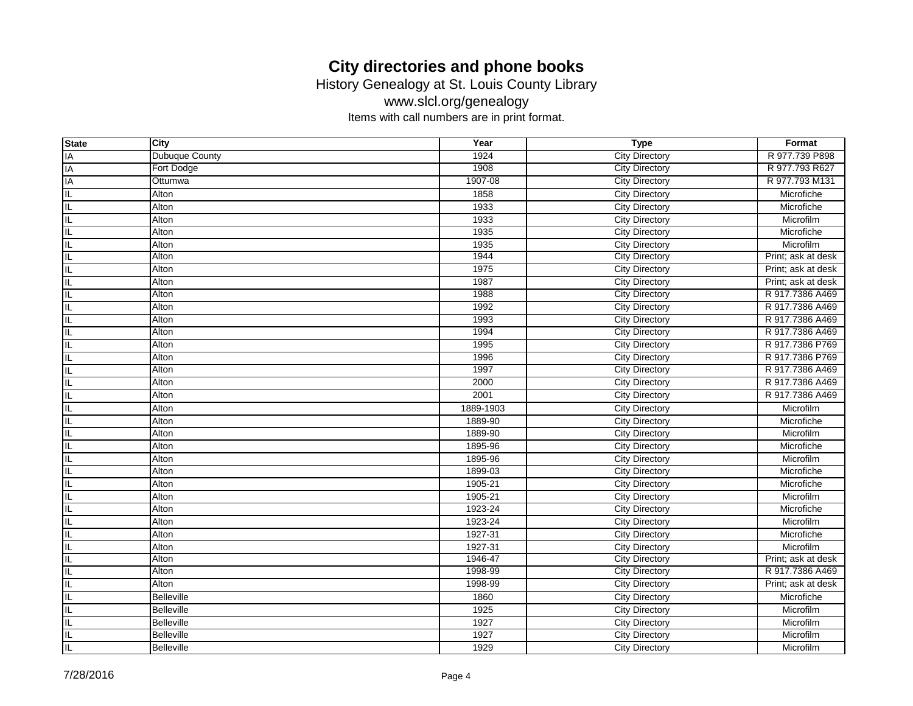# City directories and phone books

History Genealogy at St. Louis County Library

www.slcl.org/genealogy

Items with call numbers are in print format.

| State | City | Year | Type | Format |
|---|---|---|---|---|
| IA | Dubuque County | 1924 | City Directory | R 977.739 P898 |
| IA | Fort Dodge | 1908 | City Directory | R 977.793 R627 |
| IA | Ottumwa | 1907-08 | City Directory | R 977.793 M131 |
| IL | Alton | 1858 | City Directory | Microfiche |
| IL | Alton | 1933 | City Directory | Microfiche |
| IL | Alton | 1933 | City Directory | Microfilm |
| IL | Alton | 1935 | City Directory | Microfiche |
| IL | Alton | 1935 | City Directory | Microfilm |
| IL | Alton | 1944 | City Directory | Print; ask at desk |
| IL | Alton | 1975 | City Directory | Print; ask at desk |
| IL | Alton | 1987 | City Directory | Print; ask at desk |
| IL | Alton | 1988 | City Directory | R 917.7386 A469 |
| IL | Alton | 1992 | City Directory | R 917.7386 A469 |
| IL | Alton | 1993 | City Directory | R 917.7386 A469 |
| IL | Alton | 1994 | City Directory | R 917.7386 A469 |
| IL | Alton | 1995 | City Directory | R 917.7386 P769 |
| IL | Alton | 1996 | City Directory | R 917.7386 P769 |
| IL | Alton | 1997 | City Directory | R 917.7386 A469 |
| IL | Alton | 2000 | City Directory | R 917.7386 A469 |
| IL | Alton | 2001 | City Directory | R 917.7386 A469 |
| IL | Alton | 1889-1903 | City Directory | Microfilm |
| IL | Alton | 1889-90 | City Directory | Microfiche |
| IL | Alton | 1889-90 | City Directory | Microfilm |
| IL | Alton | 1895-96 | City Directory | Microfiche |
| IL | Alton | 1895-96 | City Directory | Microfilm |
| IL | Alton | 1899-03 | City Directory | Microfiche |
| IL | Alton | 1905-21 | City Directory | Microfiche |
| IL | Alton | 1905-21 | City Directory | Microfilm |
| IL | Alton | 1923-24 | City Directory | Microfiche |
| IL | Alton | 1923-24 | City Directory | Microfilm |
| IL | Alton | 1927-31 | City Directory | Microfiche |
| IL | Alton | 1927-31 | City Directory | Microfilm |
| IL | Alton | 1946-47 | City Directory | Print; ask at desk |
| IL | Alton | 1998-99 | City Directory | R 917.7386 A469 |
| IL | Alton | 1998-99 | City Directory | Print; ask at desk |
| IL | Belleville | 1860 | City Directory | Microfiche |
| IL | Belleville | 1925 | City Directory | Microfilm |
| IL | Belleville | 1927 | City Directory | Microfilm |
| IL | Belleville | 1927 | City Directory | Microfilm |
| IL | Belleville | 1929 | City Directory | Microfilm |

7/28/2016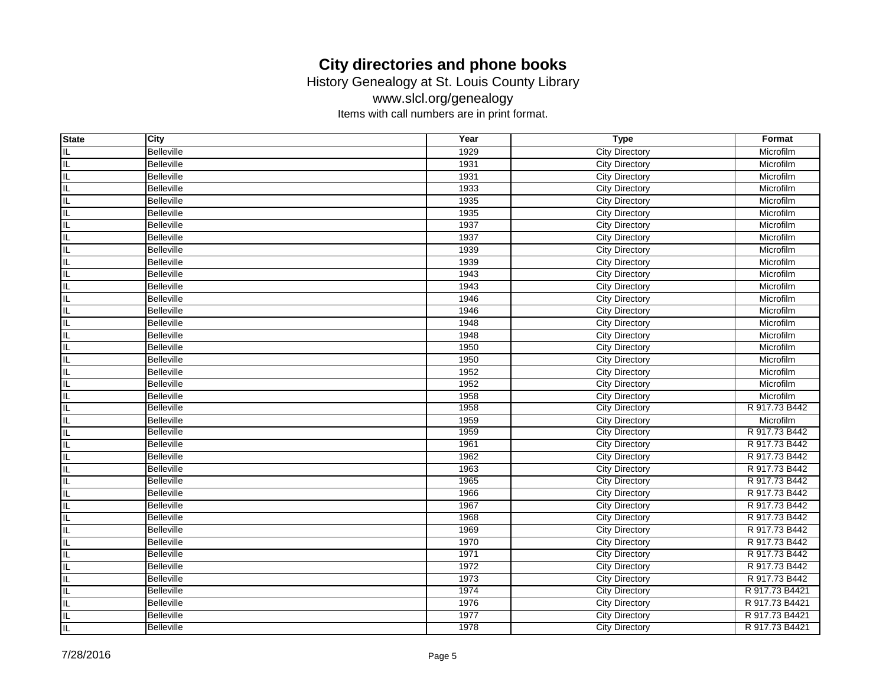# City directories and phone books

History Genealogy at St. Louis County Library

www.slcl.org/genealogy

Items with call numbers are in print format.

| State | City | Year | Type | Format |
|---|---|---|---|---|
| IL | Belleville | 1929 | City Directory | Microfilm |
| IL | Belleville | 1931 | City Directory | Microfilm |
| IL | Belleville | 1931 | City Directory | Microfilm |
| IL | Belleville | 1933 | City Directory | Microfilm |
| IL | Belleville | 1935 | City Directory | Microfilm |
| IL | Belleville | 1935 | City Directory | Microfilm |
| IL | Belleville | 1937 | City Directory | Microfilm |
| IL | Belleville | 1937 | City Directory | Microfilm |
| IL | Belleville | 1939 | City Directory | Microfilm |
| IL | Belleville | 1939 | City Directory | Microfilm |
| IL | Belleville | 1943 | City Directory | Microfilm |
| IL | Belleville | 1943 | City Directory | Microfilm |
| IL | Belleville | 1946 | City Directory | Microfilm |
| IL | Belleville | 1946 | City Directory | Microfilm |
| IL | Belleville | 1948 | City Directory | Microfilm |
| IL | Belleville | 1948 | City Directory | Microfilm |
| IL | Belleville | 1950 | City Directory | Microfilm |
| IL | Belleville | 1950 | City Directory | Microfilm |
| IL | Belleville | 1952 | City Directory | Microfilm |
| IL | Belleville | 1952 | City Directory | Microfilm |
| IL | Belleville | 1958 | City Directory | Microfilm |
| IL | Belleville | 1958 | City Directory | R 917.73 B442 |
| IL | Belleville | 1959 | City Directory | Microfilm |
| IL | Belleville | 1959 | City Directory | R 917.73 B442 |
| IL | Belleville | 1961 | City Directory | R 917.73 B442 |
| IL | Belleville | 1962 | City Directory | R 917.73 B442 |
| IL | Belleville | 1963 | City Directory | R 917.73 B442 |
| IL | Belleville | 1965 | City Directory | R 917.73 B442 |
| IL | Belleville | 1966 | City Directory | R 917.73 B442 |
| IL | Belleville | 1967 | City Directory | R 917.73 B442 |
| IL | Belleville | 1968 | City Directory | R 917.73 B442 |
| IL | Belleville | 1969 | City Directory | R 917.73 B442 |
| IL | Belleville | 1970 | City Directory | R 917.73 B442 |
| IL | Belleville | 1971 | City Directory | R 917.73 B442 |
| IL | Belleville | 1972 | City Directory | R 917.73 B442 |
| IL | Belleville | 1973 | City Directory | R 917.73 B442 |
| IL | Belleville | 1974 | City Directory | R 917.73 B4421 |
| IL | Belleville | 1976 | City Directory | R 917.73 B4421 |
| IL | Belleville | 1977 | City Directory | R 917.73 B4421 |
| IL | Belleville | 1978 | City Directory | R 917.73 B4421 |

7/28/2016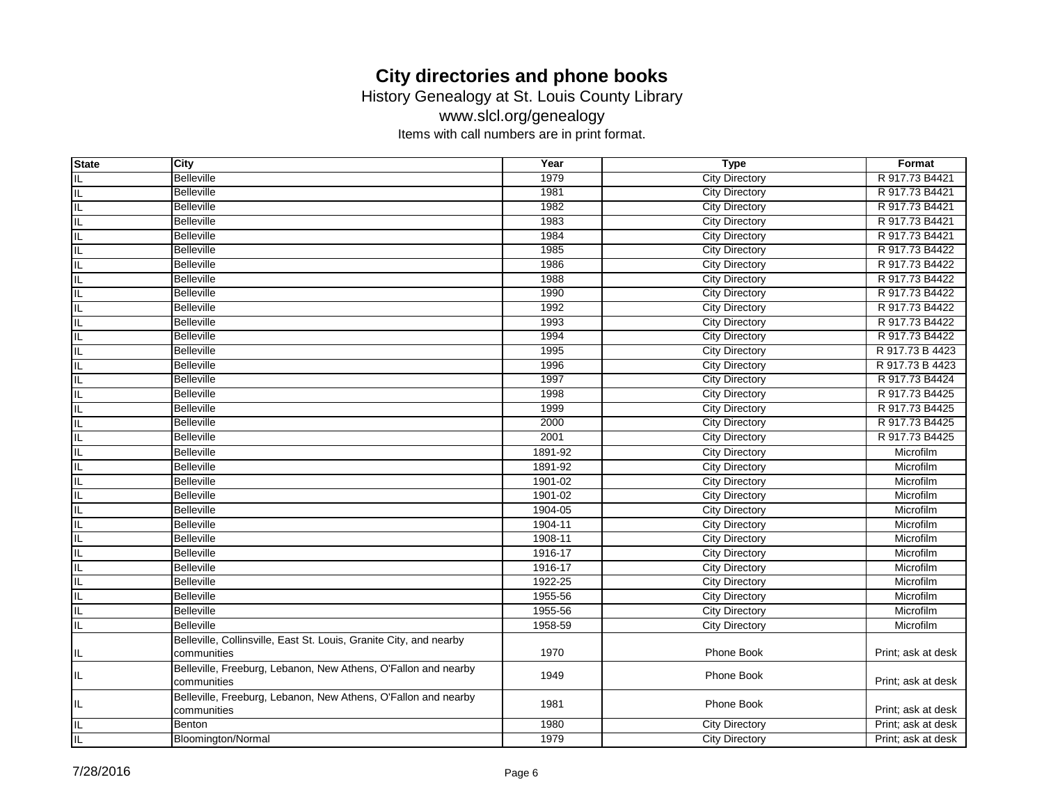# City directories and phone books

History Genealogy at St. Louis County Library

www.slcl.org/genealogy

Items with call numbers are in print format.

| State | City | Year | Type | Format |
|---|---|---|---|---|
| IL | Belleville | 1979 | City Directory | R 917.73 B4421 |
| IL | Belleville | 1981 | City Directory | R 917.73 B4421 |
| IL | Belleville | 1982 | City Directory | R 917.73 B4421 |
| IL | Belleville | 1983 | City Directory | R 917.73 B4421 |
| IL | Belleville | 1984 | City Directory | R 917.73 B4421 |
| IL | Belleville | 1985 | City Directory | R 917.73 B4422 |
| IL | Belleville | 1986 | City Directory | R 917.73 B4422 |
| IL | Belleville | 1988 | City Directory | R 917.73 B4422 |
| IL | Belleville | 1990 | City Directory | R 917.73 B4422 |
| IL | Belleville | 1992 | City Directory | R 917.73 B4422 |
| IL | Belleville | 1993 | City Directory | R 917.73 B4422 |
| IL | Belleville | 1994 | City Directory | R 917.73 B4422 |
| IL | Belleville | 1995 | City Directory | R 917.73 B 4423 |
| IL | Belleville | 1996 | City Directory | R 917.73 B 4423 |
| IL | Belleville | 1997 | City Directory | R 917.73 B4424 |
| IL | Belleville | 1998 | City Directory | R 917.73 B4425 |
| IL | Belleville | 1999 | City Directory | R 917.73 B4425 |
| IL | Belleville | 2000 | City Directory | R 917.73 B4425 |
| IL | Belleville | 2001 | City Directory | R 917.73 B4425 |
| IL | Belleville | 1891-92 | City Directory | Microfilm |
| IL | Belleville | 1891-92 | City Directory | Microfilm |
| IL | Belleville | 1901-02 | City Directory | Microfilm |
| IL | Belleville | 1901-02 | City Directory | Microfilm |
| IL | Belleville | 1904-05 | City Directory | Microfilm |
| IL | Belleville | 1904-11 | City Directory | Microfilm |
| IL | Belleville | 1908-11 | City Directory | Microfilm |
| IL | Belleville | 1916-17 | City Directory | Microfilm |
| IL | Belleville | 1916-17 | City Directory | Microfilm |
| IL | Belleville | 1922-25 | City Directory | Microfilm |
| IL | Belleville | 1955-56 | City Directory | Microfilm |
| IL | Belleville | 1955-56 | City Directory | Microfilm |
| IL | Belleville | 1958-59 | City Directory | Microfilm |
| IL | Belleville, Collinsville, East St. Louis, Granite City, and nearby communities | 1970 | Phone Book | Print; ask at desk |
| IL | Belleville, Freeburg, Lebanon, New Athens, O'Fallon and nearby communities | 1949 | Phone Book | Print; ask at desk |
| IL | Belleville, Freeburg, Lebanon, New Athens, O'Fallon and nearby communities | 1981 | Phone Book | Print; ask at desk |
| IL | Benton | 1980 | City Directory | Print; ask at desk |
| IL | Bloomington/Normal | 1979 | City Directory | Print; ask at desk |

7/28/2016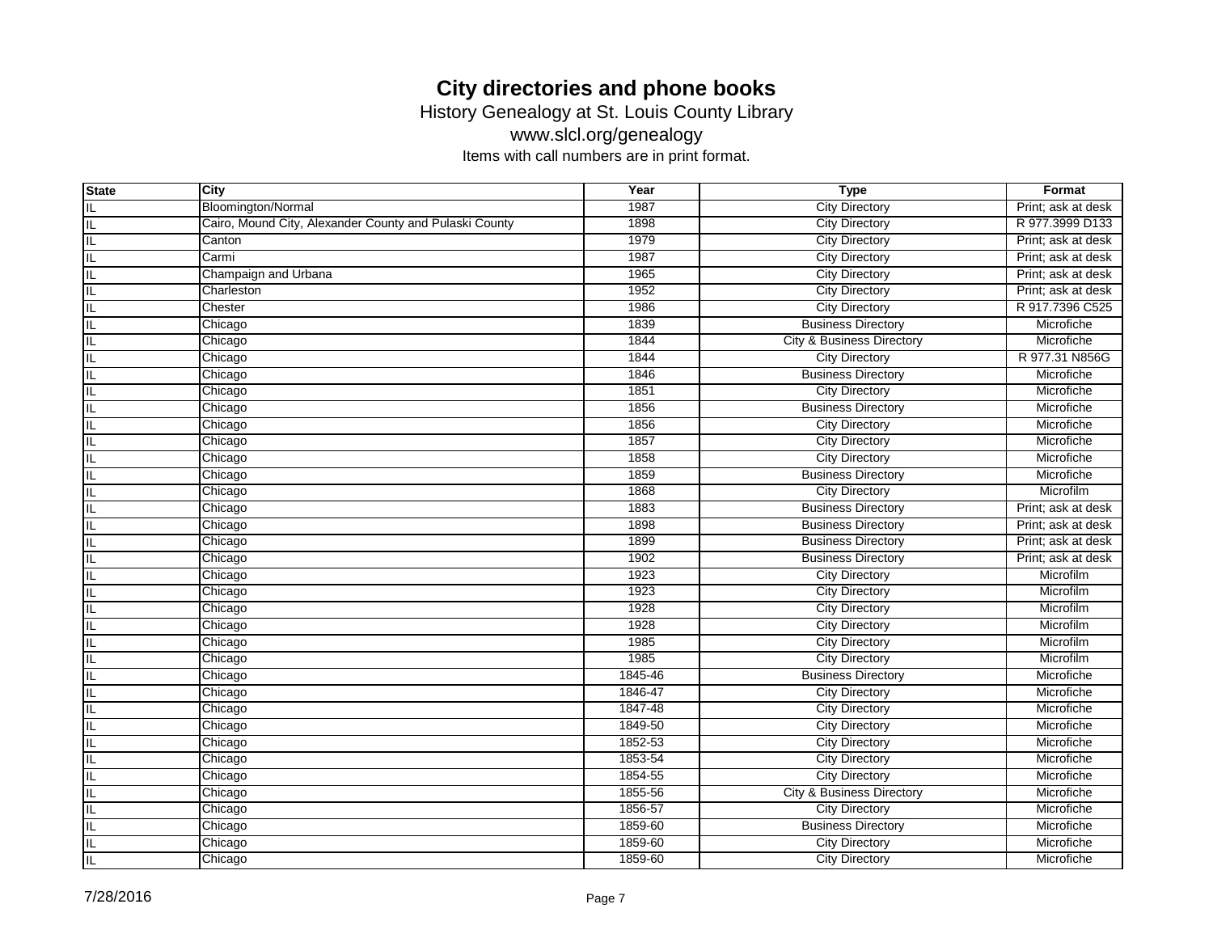# City directories and phone books

History Genealogy at St. Louis County Library

www.slcl.org/genealogy

Items with call numbers are in print format.

| State | City | Year | Type | Format |
|---|---|---|---|---|
| IL | Bloomington/Normal | 1987 | City Directory | Print; ask at desk |
| IL | Cairo, Mound City, Alexander County and Pulaski County | 1898 | City Directory | R 977.3999 D133 |
| IL | Canton | 1979 | City Directory | Print; ask at desk |
| IL | Carmi | 1987 | City Directory | Print; ask at desk |
| IL | Champaign and Urbana | 1965 | City Directory | Print; ask at desk |
| IL | Charleston | 1952 | City Directory | Print; ask at desk |
| IL | Chester | 1986 | City Directory | R 917.7396 C525 |
| IL | Chicago | 1839 | Business Directory | Microfiche |
| IL | Chicago | 1844 | City & Business Directory | Microfiche |
| IL | Chicago | 1844 | City Directory | R 977.31 N856G |
| IL | Chicago | 1846 | Business Directory | Microfiche |
| IL | Chicago | 1851 | City Directory | Microfiche |
| IL | Chicago | 1856 | Business Directory | Microfiche |
| IL | Chicago | 1856 | City Directory | Microfiche |
| IL | Chicago | 1857 | City Directory | Microfiche |
| IL | Chicago | 1858 | City Directory | Microfiche |
| IL | Chicago | 1859 | Business Directory | Microfiche |
| IL | Chicago | 1868 | City Directory | Microfilm |
| IL | Chicago | 1883 | Business Directory | Print; ask at desk |
| IL | Chicago | 1898 | Business Directory | Print; ask at desk |
| IL | Chicago | 1899 | Business Directory | Print; ask at desk |
| IL | Chicago | 1902 | Business Directory | Print; ask at desk |
| IL | Chicago | 1923 | City Directory | Microfilm |
| IL | Chicago | 1923 | City Directory | Microfilm |
| IL | Chicago | 1928 | City Directory | Microfilm |
| IL | Chicago | 1928 | City Directory | Microfilm |
| IL | Chicago | 1985 | City Directory | Microfilm |
| IL | Chicago | 1985 | City Directory | Microfilm |
| IL | Chicago | 1845-46 | Business Directory | Microfiche |
| IL | Chicago | 1846-47 | City Directory | Microfiche |
| IL | Chicago | 1847-48 | City Directory | Microfiche |
| IL | Chicago | 1849-50 | City Directory | Microfiche |
| IL | Chicago | 1852-53 | City Directory | Microfiche |
| IL | Chicago | 1853-54 | City Directory | Microfiche |
| IL | Chicago | 1854-55 | City Directory | Microfiche |
| IL | Chicago | 1855-56 | City & Business Directory | Microfiche |
| IL | Chicago | 1856-57 | City Directory | Microfiche |
| IL | Chicago | 1859-60 | Business Directory | Microfiche |
| IL | Chicago | 1859-60 | City Directory | Microfiche |
| IL | Chicago | 1859-60 | City Directory | Microfiche |

7/28/2016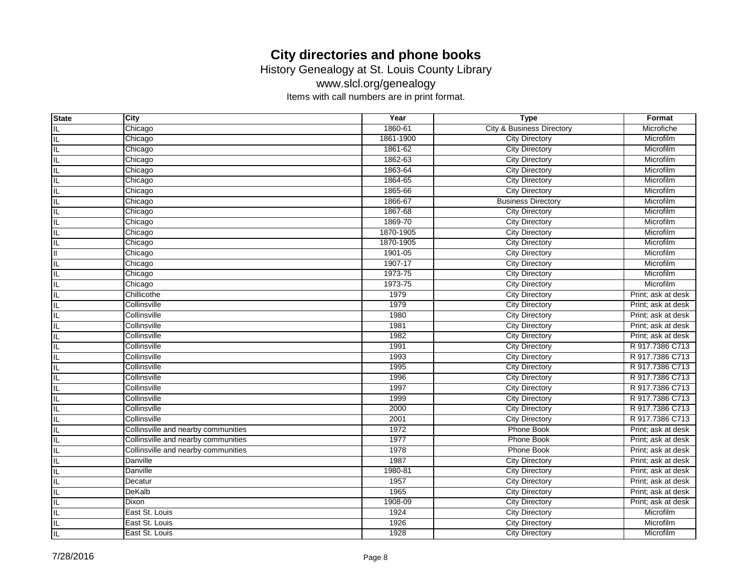# City directories and phone books

History Genealogy at St. Louis County Library

www.slcl.org/genealogy

Items with call numbers are in print format.

| State | City | Year | Type | Format |
|---|---|---|---|---|
| IL | Chicago | 1860-61 | City & Business Directory | Microfiche |
| IL | Chicago | 1861-1900 | City Directory | Microfilm |
| IL | Chicago | 1861-62 | City Directory | Microfilm |
| IL | Chicago | 1862-63 | City Directory | Microfilm |
| IL | Chicago | 1863-64 | City Directory | Microfilm |
| IL | Chicago | 1864-65 | City Directory | Microfilm |
| IL | Chicago | 1865-66 | City Directory | Microfilm |
| IL | Chicago | 1866-67 | Business Directory | Microfilm |
| IL | Chicago | 1867-68 | City Directory | Microfilm |
| IL | Chicago | 1869-70 | City Directory | Microfilm |
| IL | Chicago | 1870-1905 | City Directory | Microfilm |
| IL | Chicago | 1870-1905 | City Directory | Microfilm |
| Il | Chicago | 1901-05 | City Directory | Microfilm |
| IL | Chicago | 1907-17 | City Directory | Microfilm |
| IL | Chicago | 1973-75 | City Directory | Microfilm |
| IL | Chicago | 1973-75 | City Directory | Microfilm |
| IL | Chillicothe | 1979 | City Directory | Print; ask at desk |
| IL | Collinsville | 1979 | City Directory | Print; ask at desk |
| IL | Collinsville | 1980 | City Directory | Print; ask at desk |
| IL | Collinsville | 1981 | City Directory | Print; ask at desk |
| IL | Collinsville | 1982 | City Directory | Print; ask at desk |
| IL | Collinsville | 1991 | City Directory | R 917.7386 C713 |
| IL | Collinsville | 1993 | City Directory | R 917.7386 C713 |
| IL | Collinsville | 1995 | City Directory | R 917.7386 C713 |
| IL | Collinsville | 1996 | City Directory | R 917.7386 C713 |
| IL | Collinsville | 1997 | City Directory | R 917.7386 C713 |
| IL | Collinsville | 1999 | City Directory | R 917.7386 C713 |
| IL | Collinsville | 2000 | City Directory | R 917.7386 C713 |
| IL | Collinsville | 2001 | City Directory | R 917.7386 C713 |
| IL | Collinsville and nearby communities | 1972 | Phone Book | Print; ask at desk |
| IL | Collinsville and nearby communities | 1977 | Phone Book | Print; ask at desk |
| IL | Collinsville and nearby communities | 1978 | Phone Book | Print; ask at desk |
| IL | Danville | 1987 | City Directory | Print; ask at desk |
| IL | Danville | 1980-81 | City Directory | Print; ask at desk |
| IL | Decatur | 1957 | City Directory | Print; ask at desk |
| IL | DeKalb | 1965 | City Directory | Print; ask at desk |
| IL | Dixon | 1908-09 | City Directory | Print; ask at desk |
| IL | East St. Louis | 1924 | City Directory | Microfilm |
| IL | East St. Louis | 1926 | City Directory | Microfilm |
| IL | East St. Louis | 1928 | City Directory | Microfilm |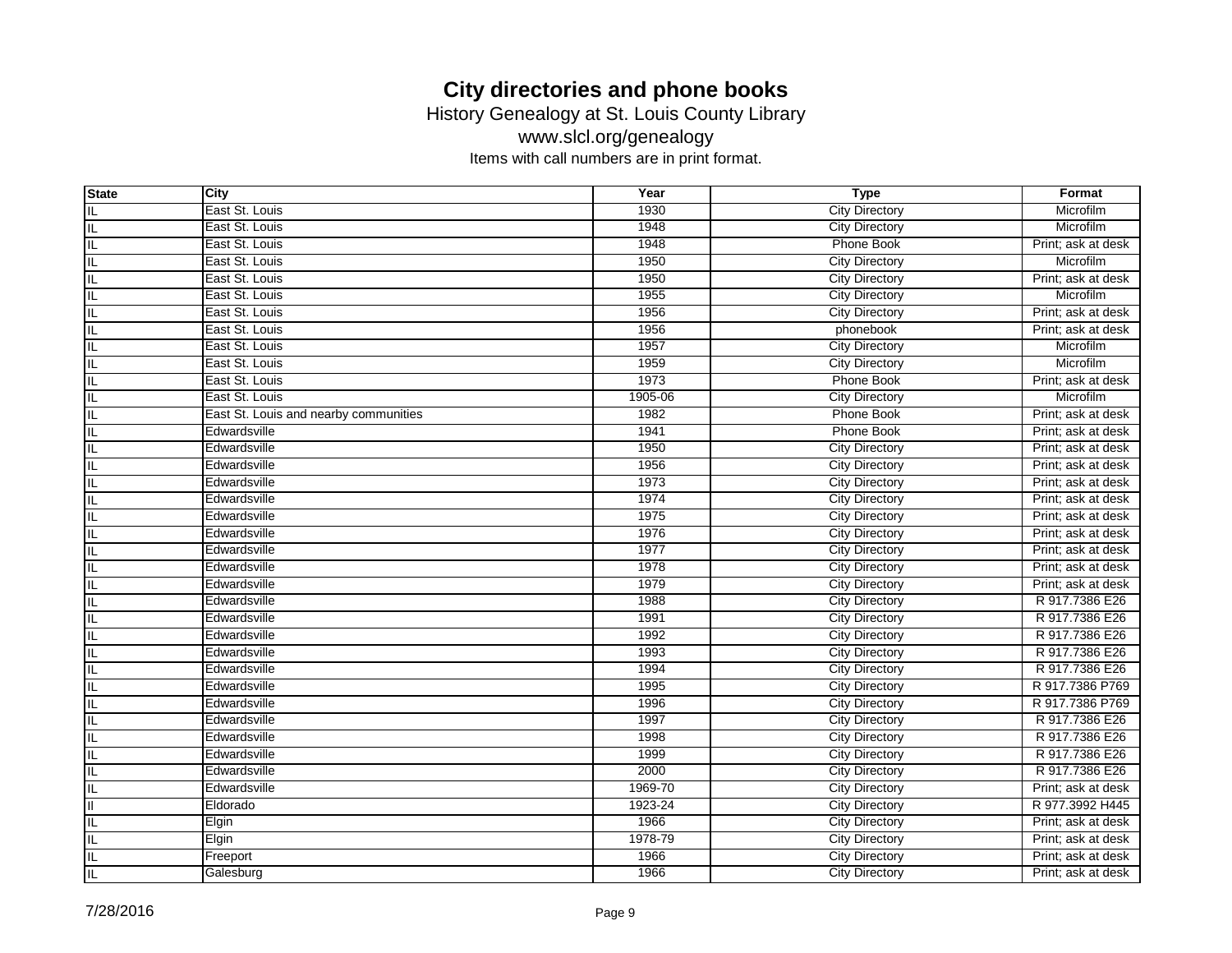# City directories and phone books

History Genealogy at St. Louis County Library

www.slcl.org/genealogy

Items with call numbers are in print format.

| State | City | Year | Type | Format |
|---|---|---|---|---|
| IL | East St. Louis | 1930 | City Directory | Microfilm |
| IL | East St. Louis | 1948 | City Directory | Microfilm |
| IL | East St. Louis | 1948 | Phone Book | Print; ask at desk |
| IL | East St. Louis | 1950 | City Directory | Microfilm |
| IL | East St. Louis | 1950 | City Directory | Print; ask at desk |
| IL | East St. Louis | 1955 | City Directory | Microfilm |
| IL | East St. Louis | 1956 | City Directory | Print; ask at desk |
| IL | East St. Louis | 1956 | phonebook | Print; ask at desk |
| IL | East St. Louis | 1957 | City Directory | Microfilm |
| IL | East St. Louis | 1959 | City Directory | Microfilm |
| IL | East St. Louis | 1973 | Phone Book | Print; ask at desk |
| IL | East St. Louis | 1905-06 | City Directory | Microfilm |
| IL | East St. Louis and nearby communities | 1982 | Phone Book | Print; ask at desk |
| IL | Edwardsville | 1941 | Phone Book | Print; ask at desk |
| IL | Edwardsville | 1950 | City Directory | Print; ask at desk |
| IL | Edwardsville | 1956 | City Directory | Print; ask at desk |
| IL | Edwardsville | 1973 | City Directory | Print; ask at desk |
| IL | Edwardsville | 1974 | City Directory | Print; ask at desk |
| IL | Edwardsville | 1975 | City Directory | Print; ask at desk |
| IL | Edwardsville | 1976 | City Directory | Print; ask at desk |
| IL | Edwardsville | 1977 | City Directory | Print; ask at desk |
| IL | Edwardsville | 1978 | City Directory | Print; ask at desk |
| IL | Edwardsville | 1979 | City Directory | Print; ask at desk |
| IL | Edwardsville | 1988 | City Directory | R 917.7386 E26 |
| IL | Edwardsville | 1991 | City Directory | R 917.7386 E26 |
| IL | Edwardsville | 1992 | City Directory | R 917.7386 E26 |
| IL | Edwardsville | 1993 | City Directory | R 917.7386 E26 |
| IL | Edwardsville | 1994 | City Directory | R 917.7386 E26 |
| IL | Edwardsville | 1995 | City Directory | R 917.7386 P769 |
| IL | Edwardsville | 1996 | City Directory | R 917.7386 P769 |
| IL | Edwardsville | 1997 | City Directory | R 917.7386 E26 |
| IL | Edwardsville | 1998 | City Directory | R 917.7386 E26 |
| IL | Edwardsville | 1999 | City Directory | R 917.7386 E26 |
| IL | Edwardsville | 2000 | City Directory | R 917.7386 E26 |
| IL | Edwardsville | 1969-70 | City Directory | Print; ask at desk |
| Il | Eldorado | 1923-24 | City Directory | R 977.3992 H445 |
| IL | Elgin | 1966 | City Directory | Print; ask at desk |
| IL | Elgin | 1978-79 | City Directory | Print; ask at desk |
| IL | Freeport | 1966 | City Directory | Print; ask at desk |
| IL | Galesburg | 1966 | City Directory | Print; ask at desk |

7/28/2016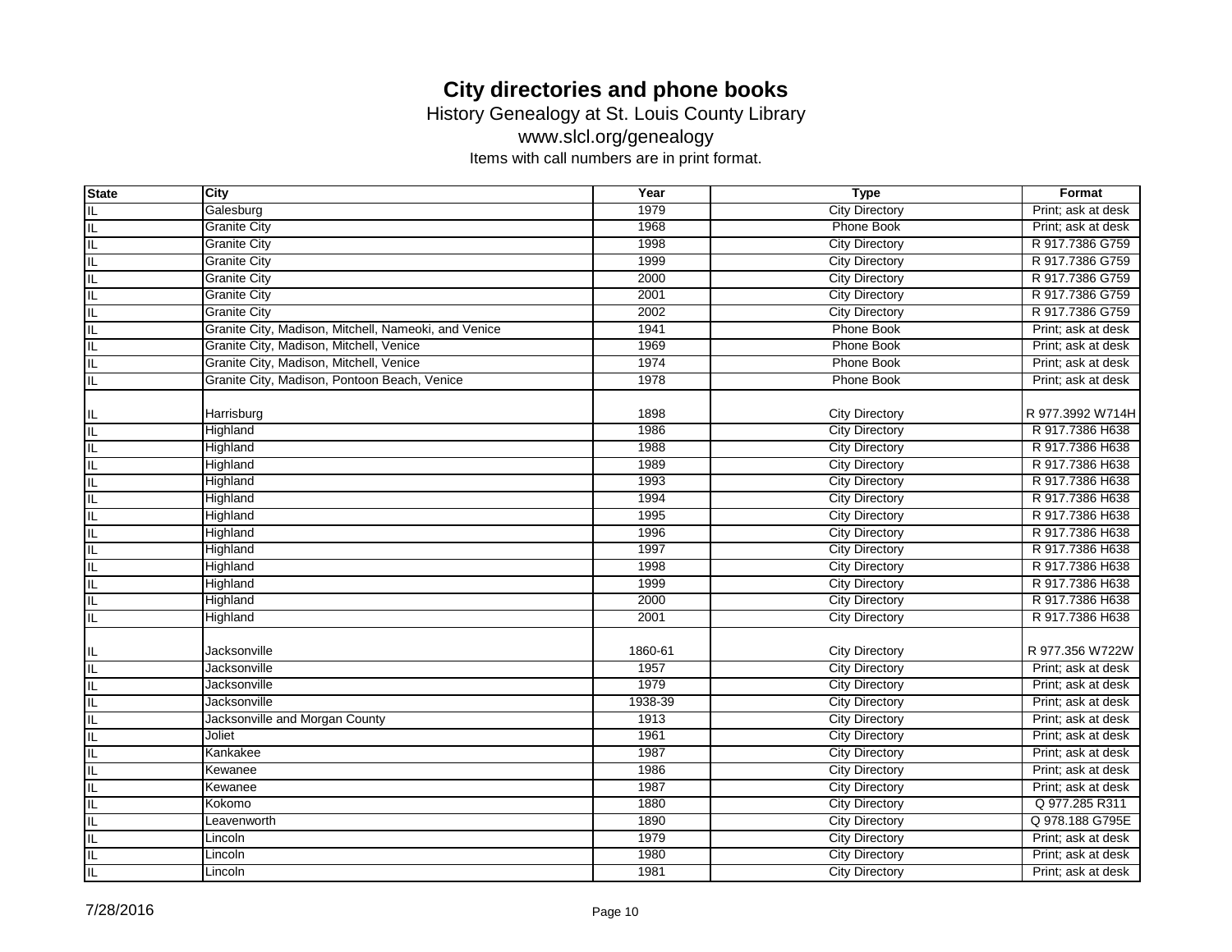# City directories and phone books

History Genealogy at St. Louis County Library

www.slcl.org/genealogy

Items with call numbers are in print format.

| State | City | Year | Type | Format |
|---|---|---|---|---|
| IL | Galesburg | 1979 | City Directory | Print; ask at desk |
| IL | Granite City | 1968 | Phone Book | Print; ask at desk |
| IL | Granite City | 1998 | City Directory | R 917.7386 G759 |
| IL | Granite City | 1999 | City Directory | R 917.7386 G759 |
| IL | Granite City | 2000 | City Directory | R 917.7386 G759 |
| IL | Granite City | 2001 | City Directory | R 917.7386 G759 |
| IL | Granite City | 2002 | City Directory | R 917.7386 G759 |
| IL | Granite City, Madison, Mitchell, Nameoki, and Venice | 1941 | Phone Book | Print; ask at desk |
| IL | Granite City, Madison, Mitchell, Venice | 1969 | Phone Book | Print; ask at desk |
| IL | Granite City, Madison, Mitchell, Venice | 1974 | Phone Book | Print; ask at desk |
| IL | Granite City, Madison, Pontoon Beach, Venice | 1978 | Phone Book | Print; ask at desk |
| IL | Harrisburg | 1898 | City Directory | R 977.3992 W714H |
| IL | Highland | 1986 | City Directory | R 917.7386 H638 |
| IL | Highland | 1988 | City Directory | R 917.7386 H638 |
| IL | Highland | 1989 | City Directory | R 917.7386 H638 |
| IL | Highland | 1993 | City Directory | R 917.7386 H638 |
| IL | Highland | 1994 | City Directory | R 917.7386 H638 |
| IL | Highland | 1995 | City Directory | R 917.7386 H638 |
| IL | Highland | 1996 | City Directory | R 917.7386 H638 |
| IL | Highland | 1997 | City Directory | R 917.7386 H638 |
| IL | Highland | 1998 | City Directory | R 917.7386 H638 |
| IL | Highland | 1999 | City Directory | R 917.7386 H638 |
| IL | Highland | 2000 | City Directory | R 917.7386 H638 |
| IL | Highland | 2001 | City Directory | R 917.7386 H638 |
| IL | Jacksonville | 1860-61 | City Directory | R 977.356 W722W |
| IL | Jacksonville | 1957 | City Directory | Print; ask at desk |
| IL | Jacksonville | 1979 | City Directory | Print; ask at desk |
| IL | Jacksonville | 1938-39 | City Directory | Print; ask at desk |
| IL | Jacksonville and Morgan County | 1913 | City Directory | Print; ask at desk |
| IL | Joliet | 1961 | City Directory | Print; ask at desk |
| IL | Kankakee | 1987 | City Directory | Print; ask at desk |
| IL | Kewanee | 1986 | City Directory | Print; ask at desk |
| IL | Kewanee | 1987 | City Directory | Print; ask at desk |
| IL | Kokomo | 1880 | City Directory | Q 977.285 R311 |
| IL | Leavenworth | 1890 | City Directory | Q 978.188 G795E |
| IL | Lincoln | 1979 | City Directory | Print; ask at desk |
| IL | Lincoln | 1980 | City Directory | Print; ask at desk |
| IL | Lincoln | 1981 | City Directory | Print; ask at desk |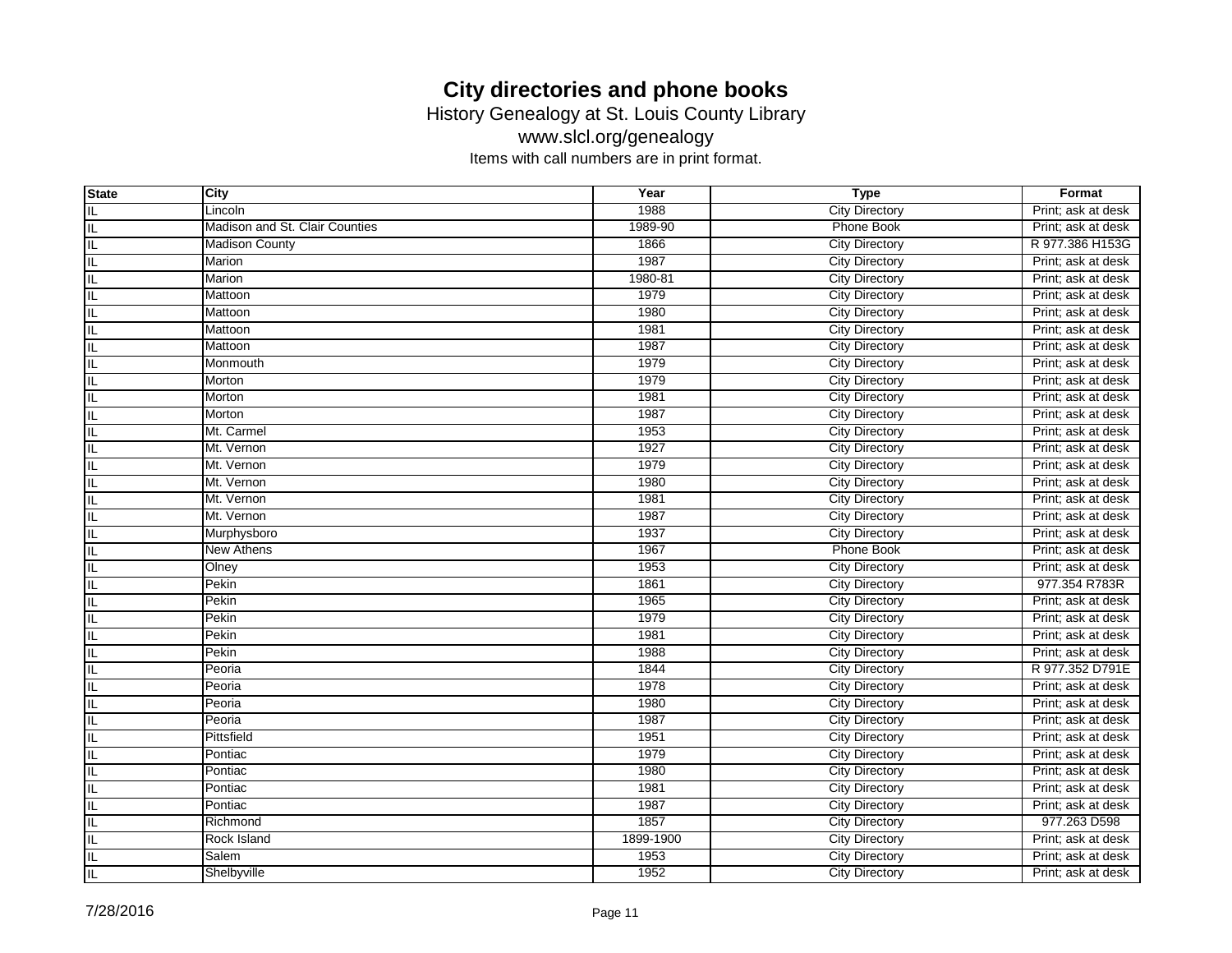# City directories and phone books

History Genealogy at St. Louis County Library

www.slcl.org/genealogy

Items with call numbers are in print format.

| State | City | Year | Type | Format |
|---|---|---|---|---|
| IL | Lincoln | 1988 | City Directory | Print; ask at desk |
| IL | Madison and St. Clair Counties | 1989-90 | Phone Book | Print; ask at desk |
| IL | Madison County | 1866 | City Directory | R 977.386 H153G |
| IL | Marion | 1987 | City Directory | Print; ask at desk |
| IL | Marion | 1980-81 | City Directory | Print; ask at desk |
| IL | Mattoon | 1979 | City Directory | Print; ask at desk |
| IL | Mattoon | 1980 | City Directory | Print; ask at desk |
| IL | Mattoon | 1981 | City Directory | Print; ask at desk |
| IL | Mattoon | 1987 | City Directory | Print; ask at desk |
| IL | Monmouth | 1979 | City Directory | Print; ask at desk |
| IL | Morton | 1979 | City Directory | Print; ask at desk |
| IL | Morton | 1981 | City Directory | Print; ask at desk |
| IL | Morton | 1987 | City Directory | Print; ask at desk |
| IL | Mt. Carmel | 1953 | City Directory | Print; ask at desk |
| IL | Mt. Vernon | 1927 | City Directory | Print; ask at desk |
| IL | Mt. Vernon | 1979 | City Directory | Print; ask at desk |
| IL | Mt. Vernon | 1980 | City Directory | Print; ask at desk |
| IL | Mt. Vernon | 1981 | City Directory | Print; ask at desk |
| IL | Mt. Vernon | 1987 | City Directory | Print; ask at desk |
| IL | Murphysboro | 1937 | City Directory | Print; ask at desk |
| IL | New Athens | 1967 | Phone Book | Print; ask at desk |
| IL | Olney | 1953 | City Directory | Print; ask at desk |
| IL | Pekin | 1861 | City Directory | 977.354 R783R |
| IL | Pekin | 1965 | City Directory | Print; ask at desk |
| IL | Pekin | 1979 | City Directory | Print; ask at desk |
| IL | Pekin | 1981 | City Directory | Print; ask at desk |
| IL | Pekin | 1988 | City Directory | Print; ask at desk |
| IL | Peoria | 1844 | City Directory | R 977.352 D791E |
| IL | Peoria | 1978 | City Directory | Print; ask at desk |
| IL | Peoria | 1980 | City Directory | Print; ask at desk |
| IL | Peoria | 1987 | City Directory | Print; ask at desk |
| IL | Pittsfield | 1951 | City Directory | Print; ask at desk |
| IL | Pontiac | 1979 | City Directory | Print; ask at desk |
| IL | Pontiac | 1980 | City Directory | Print; ask at desk |
| IL | Pontiac | 1981 | City Directory | Print; ask at desk |
| IL | Pontiac | 1987 | City Directory | Print; ask at desk |
| IL | Richmond | 1857 | City Directory | 977.263 D598 |
| IL | Rock Island | 1899-1900 | City Directory | Print; ask at desk |
| IL | Salem | 1953 | City Directory | Print; ask at desk |
| IL | Shelbyville | 1952 | City Directory | Print; ask at desk |

7/28/2016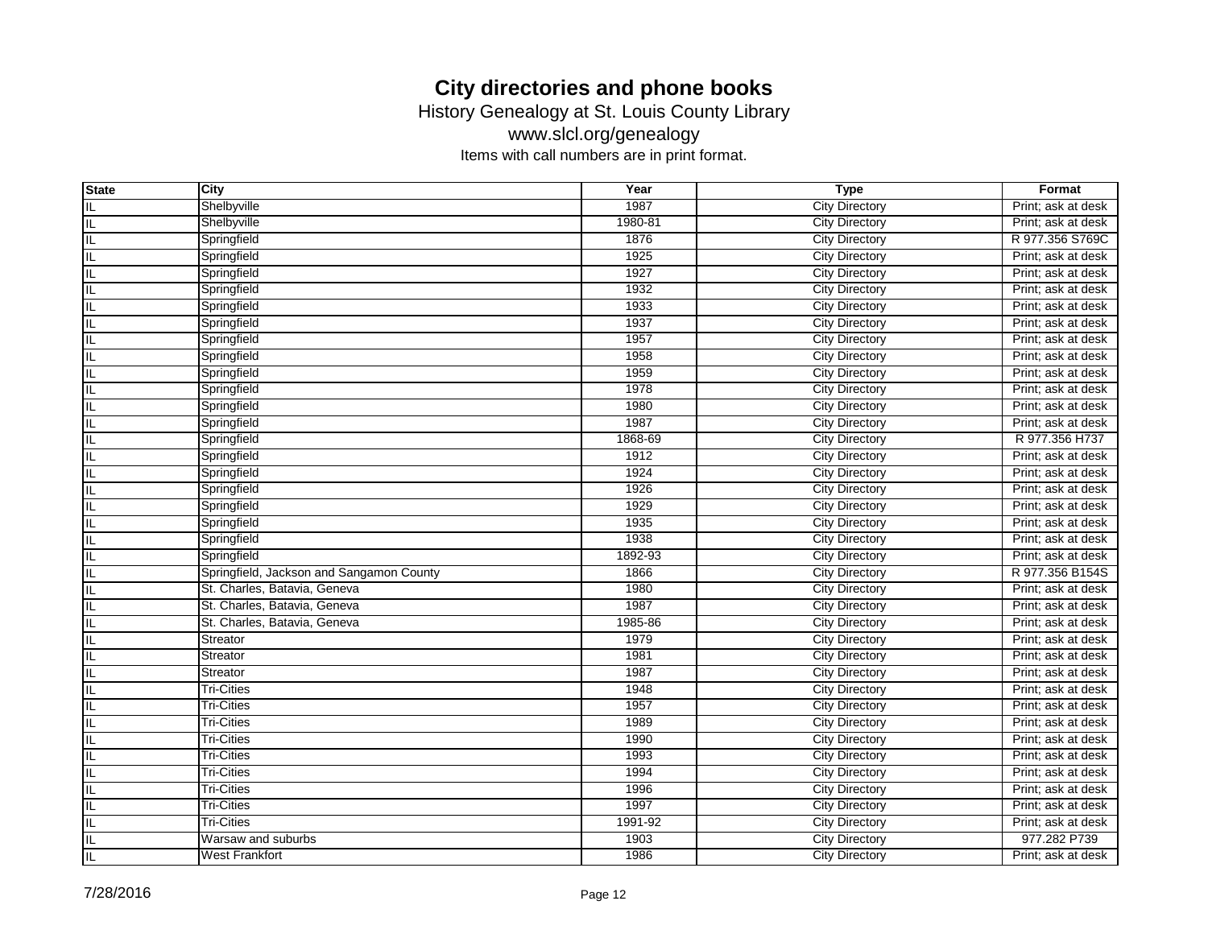# City directories and phone books

History Genealogy at St. Louis County Library

www.slcl.org/genealogy

Items with call numbers are in print format.

| State | City | Year | Type | Format |
|---|---|---|---|---|
| IL | Shelbyville | 1987 | City Directory | Print; ask at desk |
| IL | Shelbyville | 1980-81 | City Directory | Print; ask at desk |
| IL | Springfield | 1876 | City Directory | R 977.356 S769C |
| IL | Springfield | 1925 | City Directory | Print; ask at desk |
| IL | Springfield | 1927 | City Directory | Print; ask at desk |
| IL | Springfield | 1932 | City Directory | Print; ask at desk |
| IL | Springfield | 1933 | City Directory | Print; ask at desk |
| IL | Springfield | 1937 | City Directory | Print; ask at desk |
| IL | Springfield | 1957 | City Directory | Print; ask at desk |
| IL | Springfield | 1958 | City Directory | Print; ask at desk |
| IL | Springfield | 1959 | City Directory | Print; ask at desk |
| IL | Springfield | 1978 | City Directory | Print; ask at desk |
| IL | Springfield | 1980 | City Directory | Print; ask at desk |
| IL | Springfield | 1987 | City Directory | Print; ask at desk |
| IL | Springfield | 1868-69 | City Directory | R 977.356 H737 |
| IL | Springfield | 1912 | City Directory | Print; ask at desk |
| IL | Springfield | 1924 | City Directory | Print; ask at desk |
| IL | Springfield | 1926 | City Directory | Print; ask at desk |
| IL | Springfield | 1929 | City Directory | Print; ask at desk |
| IL | Springfield | 1935 | City Directory | Print; ask at desk |
| IL | Springfield | 1938 | City Directory | Print; ask at desk |
| IL | Springfield | 1892-93 | City Directory | Print; ask at desk |
| IL | Springfield, Jackson and Sangamon County | 1866 | City Directory | R 977.356 B154S |
| IL | St. Charles, Batavia, Geneva | 1980 | City Directory | Print; ask at desk |
| IL | St. Charles, Batavia, Geneva | 1987 | City Directory | Print; ask at desk |
| IL | St. Charles, Batavia, Geneva | 1985-86 | City Directory | Print; ask at desk |
| IL | Streator | 1979 | City Directory | Print; ask at desk |
| IL | Streator | 1981 | City Directory | Print; ask at desk |
| IL | Streator | 1987 | City Directory | Print; ask at desk |
| IL | Tri-Cities | 1948 | City Directory | Print; ask at desk |
| IL | Tri-Cities | 1957 | City Directory | Print; ask at desk |
| IL | Tri-Cities | 1989 | City Directory | Print; ask at desk |
| IL | Tri-Cities | 1990 | City Directory | Print; ask at desk |
| IL | Tri-Cities | 1993 | City Directory | Print; ask at desk |
| IL | Tri-Cities | 1994 | City Directory | Print; ask at desk |
| IL | Tri-Cities | 1996 | City Directory | Print; ask at desk |
| IL | Tri-Cities | 1997 | City Directory | Print; ask at desk |
| IL | Tri-Cities | 1991-92 | City Directory | Print; ask at desk |
| IL | Warsaw and suburbs | 1903 | City Directory | 977.282 P739 |
| IL | West Frankfort | 1986 | City Directory | Print; ask at desk |

7/28/2016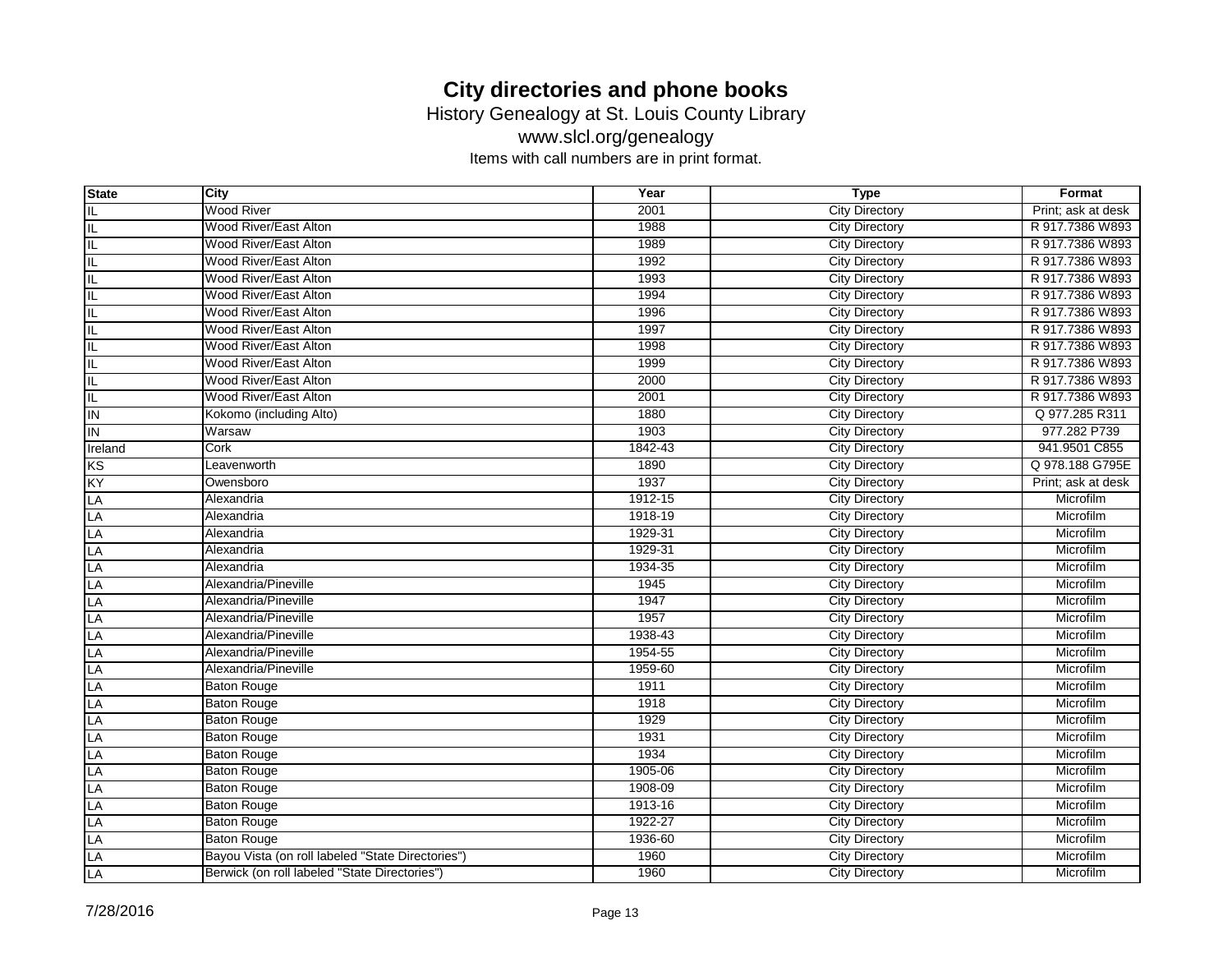# City directories and phone books

History Genealogy at St. Louis County Library

www.slcl.org/genealogy

Items with call numbers are in print format.

| State | City | Year | Type | Format |
|---|---|---|---|---|
| IL | Wood River | 2001 | City Directory | Print; ask at desk |
| IL | Wood River/East Alton | 1988 | City Directory | R 917.7386 W893 |
| IL | Wood River/East Alton | 1989 | City Directory | R 917.7386 W893 |
| IL | Wood River/East Alton | 1992 | City Directory | R 917.7386 W893 |
| IL | Wood River/East Alton | 1993 | City Directory | R 917.7386 W893 |
| IL | Wood River/East Alton | 1994 | City Directory | R 917.7386 W893 |
| IL | Wood River/East Alton | 1996 | City Directory | R 917.7386 W893 |
| IL | Wood River/East Alton | 1997 | City Directory | R 917.7386 W893 |
| IL | Wood River/East Alton | 1998 | City Directory | R 917.7386 W893 |
| IL | Wood River/East Alton | 1999 | City Directory | R 917.7386 W893 |
| IL | Wood River/East Alton | 2000 | City Directory | R 917.7386 W893 |
| IL | Wood River/East Alton | 2001 | City Directory | R 917.7386 W893 |
| IN | Kokomo (including Alto) | 1880 | City Directory | Q 977.285 R311 |
| IN | Warsaw | 1903 | City Directory | 977.282 P739 |
| Ireland | Cork | 1842-43 | City Directory | 941.9501 C855 |
| KS | Leavenworth | 1890 | City Directory | Q 978.188 G795E |
| KY | Owensboro | 1937 | City Directory | Print; ask at desk |
| LA | Alexandria | 1912-15 | City Directory | Microfilm |
| LA | Alexandria | 1918-19 | City Directory | Microfilm |
| LA | Alexandria | 1929-31 | City Directory | Microfilm |
| LA | Alexandria | 1929-31 | City Directory | Microfilm |
| LA | Alexandria | 1934-35 | City Directory | Microfilm |
| LA | Alexandria/Pineville | 1945 | City Directory | Microfilm |
| LA | Alexandria/Pineville | 1947 | City Directory | Microfilm |
| LA | Alexandria/Pineville | 1957 | City Directory | Microfilm |
| LA | Alexandria/Pineville | 1938-43 | City Directory | Microfilm |
| LA | Alexandria/Pineville | 1954-55 | City Directory | Microfilm |
| LA | Alexandria/Pineville | 1959-60 | City Directory | Microfilm |
| LA | Baton Rouge | 1911 | City Directory | Microfilm |
| LA | Baton Rouge | 1918 | City Directory | Microfilm |
| LA | Baton Rouge | 1929 | City Directory | Microfilm |
| LA | Baton Rouge | 1931 | City Directory | Microfilm |
| LA | Baton Rouge | 1934 | City Directory | Microfilm |
| LA | Baton Rouge | 1905-06 | City Directory | Microfilm |
| LA | Baton Rouge | 1908-09 | City Directory | Microfilm |
| LA | Baton Rouge | 1913-16 | City Directory | Microfilm |
| LA | Baton Rouge | 1922-27 | City Directory | Microfilm |
| LA | Baton Rouge | 1936-60 | City Directory | Microfilm |
| LA | Bayou Vista (on roll labeled "State Directories") | 1960 | City Directory | Microfilm |
| LA | Berwick (on roll labeled "State Directories") | 1960 | City Directory | Microfilm |

7/28/2016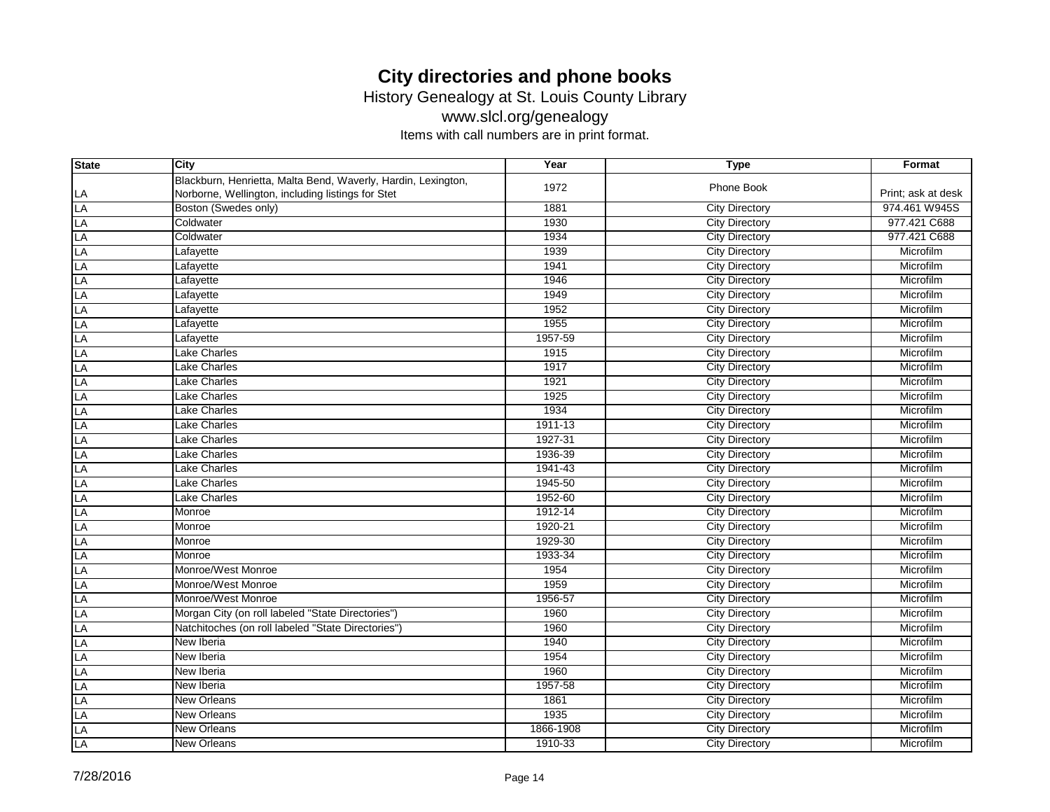# City directories and phone books

History Genealogy at St. Louis County Library

www.slcl.org/genealogy

Items with call numbers are in print format.

| State | City | Year | Type | Format |
|---|---|---|---|---|
| LA | Blackburn, Henrietta, Malta Bend, Waverly, Hardin, Lexington, Norborne, Wellington, including listings for Stet | 1972 | Phone Book | Print; ask at desk |
| LA | Boston (Swedes only) | 1881 | City Directory | 974.461 W945S |
| LA | Coldwater | 1930 | City Directory | 977.421 C688 |
| LA | Coldwater | 1934 | City Directory | 977.421 C688 |
| LA | Lafayette | 1939 | City Directory | Microfilm |
| LA | Lafayette | 1941 | City Directory | Microfilm |
| LA | Lafayette | 1946 | City Directory | Microfilm |
| LA | Lafayette | 1949 | City Directory | Microfilm |
| LA | Lafayette | 1952 | City Directory | Microfilm |
| LA | Lafayette | 1955 | City Directory | Microfilm |
| LA | Lafayette | 1957-59 | City Directory | Microfilm |
| LA | Lake Charles | 1915 | City Directory | Microfilm |
| LA | Lake Charles | 1917 | City Directory | Microfilm |
| LA | Lake Charles | 1921 | City Directory | Microfilm |
| LA | Lake Charles | 1925 | City Directory | Microfilm |
| LA | Lake Charles | 1934 | City Directory | Microfilm |
| LA | Lake Charles | 1911-13 | City Directory | Microfilm |
| LA | Lake Charles | 1927-31 | City Directory | Microfilm |
| LA | Lake Charles | 1936-39 | City Directory | Microfilm |
| LA | Lake Charles | 1941-43 | City Directory | Microfilm |
| LA | Lake Charles | 1945-50 | City Directory | Microfilm |
| LA | Lake Charles | 1952-60 | City Directory | Microfilm |
| LA | Monroe | 1912-14 | City Directory | Microfilm |
| LA | Monroe | 1920-21 | City Directory | Microfilm |
| LA | Monroe | 1929-30 | City Directory | Microfilm |
| LA | Monroe | 1933-34 | City Directory | Microfilm |
| LA | Monroe/West Monroe | 1954 | City Directory | Microfilm |
| LA | Monroe/West Monroe | 1959 | City Directory | Microfilm |
| LA | Monroe/West Monroe | 1956-57 | City Directory | Microfilm |
| LA | Morgan City (on roll labeled "State Directories") | 1960 | City Directory | Microfilm |
| LA | Natchitoches (on roll labeled "State Directories") | 1960 | City Directory | Microfilm |
| LA | New Iberia | 1940 | City Directory | Microfilm |
| LA | New Iberia | 1954 | City Directory | Microfilm |
| LA | New Iberia | 1960 | City Directory | Microfilm |
| LA | New Iberia | 1957-58 | City Directory | Microfilm |
| LA | New Orleans | 1861 | City Directory | Microfilm |
| LA | New Orleans | 1935 | City Directory | Microfilm |
| LA | New Orleans | 1866-1908 | City Directory | Microfilm |
| LA | New Orleans | 1910-33 | City Directory | Microfilm |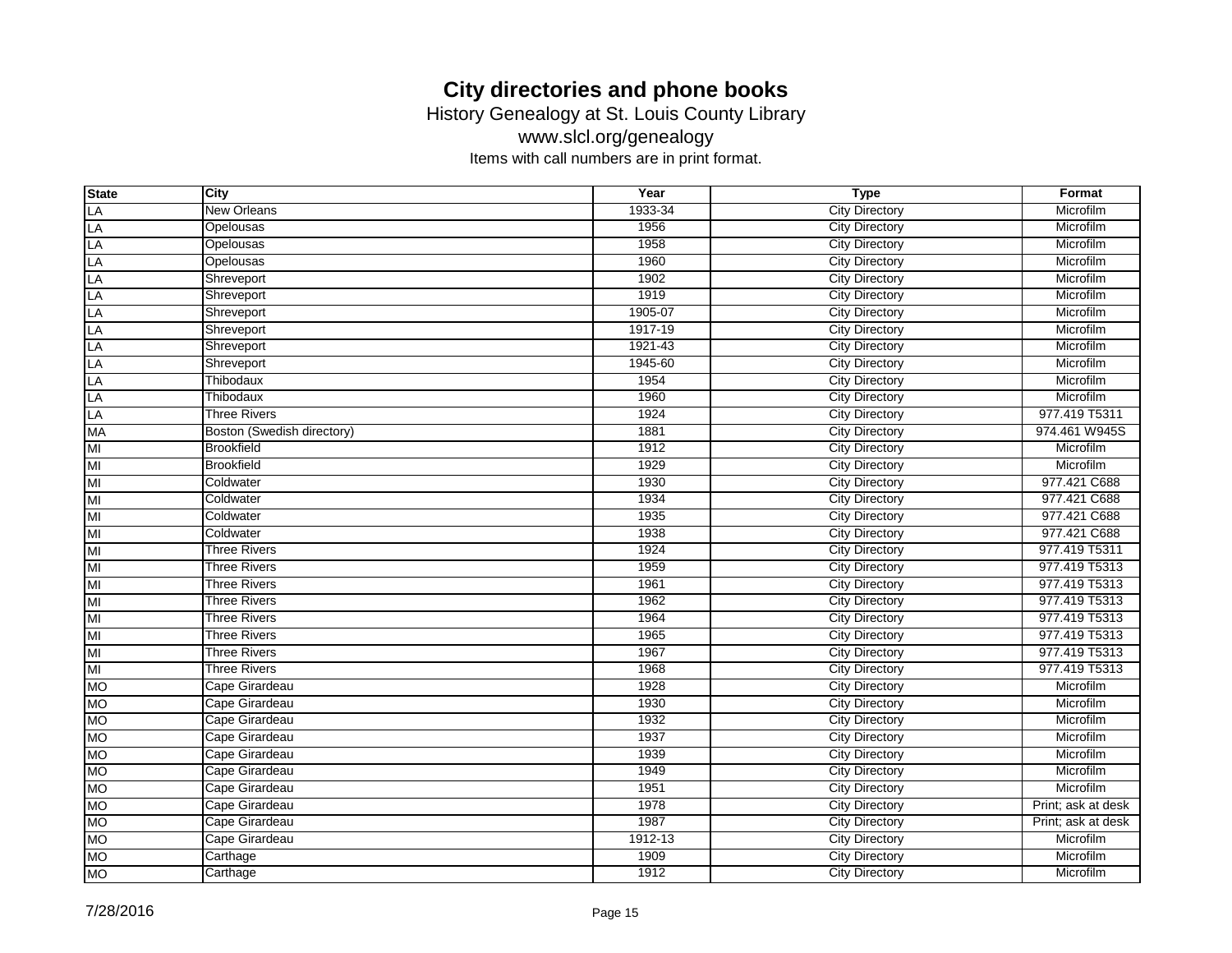# City directories and phone books

History Genealogy at St. Louis County Library

www.slcl.org/genealogy

Items with call numbers are in print format.

| State | City | Year | Type | Format |
|---|---|---|---|---|
| LA | New Orleans | 1933-34 | City Directory | Microfilm |
| LA | Opelousas | 1956 | City Directory | Microfilm |
| LA | Opelousas | 1958 | City Directory | Microfilm |
| LA | Opelousas | 1960 | City Directory | Microfilm |
| LA | Shreveport | 1902 | City Directory | Microfilm |
| LA | Shreveport | 1919 | City Directory | Microfilm |
| LA | Shreveport | 1905-07 | City Directory | Microfilm |
| LA | Shreveport | 1917-19 | City Directory | Microfilm |
| LA | Shreveport | 1921-43 | City Directory | Microfilm |
| LA | Shreveport | 1945-60 | City Directory | Microfilm |
| LA | Thibodaux | 1954 | City Directory | Microfilm |
| LA | Thibodaux | 1960 | City Directory | Microfilm |
| LA | Three Rivers | 1924 | City Directory | 977.419 T5311 |
| MA | Boston (Swedish directory) | 1881 | City Directory | 974.461 W945S |
| MI | Brookfield | 1912 | City Directory | Microfilm |
| MI | Brookfield | 1929 | City Directory | Microfilm |
| MI | Coldwater | 1930 | City Directory | 977.421 C688 |
| MI | Coldwater | 1934 | City Directory | 977.421 C688 |
| MI | Coldwater | 1935 | City Directory | 977.421 C688 |
| MI | Coldwater | 1938 | City Directory | 977.421 C688 |
| MI | Three Rivers | 1924 | City Directory | 977.419 T5311 |
| MI | Three Rivers | 1959 | City Directory | 977.419 T5313 |
| MI | Three Rivers | 1961 | City Directory | 977.419 T5313 |
| MI | Three Rivers | 1962 | City Directory | 977.419 T5313 |
| MI | Three Rivers | 1964 | City Directory | 977.419 T5313 |
| MI | Three Rivers | 1965 | City Directory | 977.419 T5313 |
| MI | Three Rivers | 1967 | City Directory | 977.419 T5313 |
| MI | Three Rivers | 1968 | City Directory | 977.419 T5313 |
| MO | Cape Girardeau | 1928 | City Directory | Microfilm |
| MO | Cape Girardeau | 1930 | City Directory | Microfilm |
| MO | Cape Girardeau | 1932 | City Directory | Microfilm |
| MO | Cape Girardeau | 1937 | City Directory | Microfilm |
| MO | Cape Girardeau | 1939 | City Directory | Microfilm |
| MO | Cape Girardeau | 1949 | City Directory | Microfilm |
| MO | Cape Girardeau | 1951 | City Directory | Microfilm |
| MO | Cape Girardeau | 1978 | City Directory | Print; ask at desk |
| MO | Cape Girardeau | 1987 | City Directory | Print; ask at desk |
| MO | Cape Girardeau | 1912-13 | City Directory | Microfilm |
| MO | Carthage | 1909 | City Directory | Microfilm |
| MO | Carthage | 1912 | City Directory | Microfilm |

7/28/2016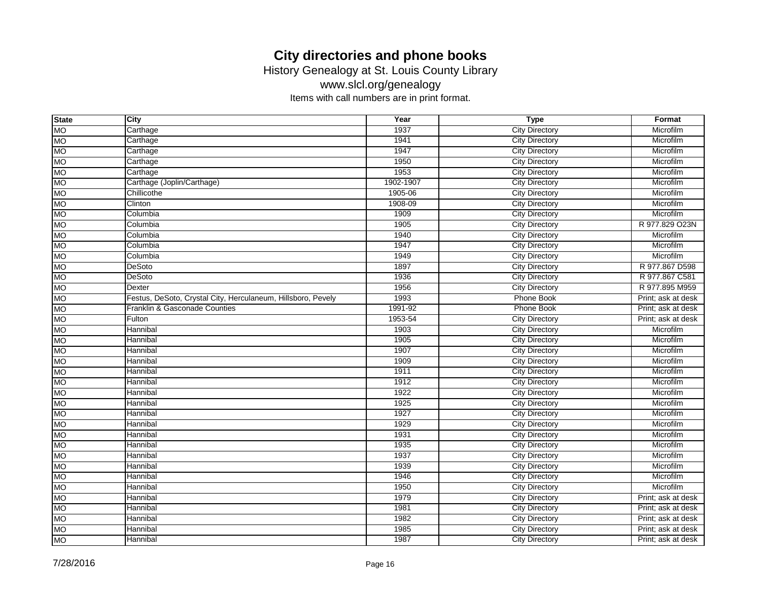# City directories and phone books

History Genealogy at St. Louis County Library

www.slcl.org/genealogy

Items with call numbers are in print format.

| State | City | Year | Type | Format |
|---|---|---|---|---|
| MO | Carthage | 1937 | City Directory | Microfilm |
| MO | Carthage | 1941 | City Directory | Microfilm |
| MO | Carthage | 1947 | City Directory | Microfilm |
| MO | Carthage | 1950 | City Directory | Microfilm |
| MO | Carthage | 1953 | City Directory | Microfilm |
| MO | Carthage (Joplin/Carthage) | 1902-1907 | City Directory | Microfilm |
| MO | Chillicothe | 1905-06 | City Directory | Microfilm |
| MO | Clinton | 1908-09 | City Directory | Microfilm |
| MO | Columbia | 1909 | City Directory | Microfilm |
| MO | Columbia | 1905 | City Directory | R 977.829 O23N |
| MO | Columbia | 1940 | City Directory | Microfilm |
| MO | Columbia | 1947 | City Directory | Microfilm |
| MO | Columbia | 1949 | City Directory | Microfilm |
| MO | DeSoto | 1897 | City Directory | R 977.867 D598 |
| MO | DeSoto | 1936 | City Directory | R 977.867 C581 |
| MO | Dexter | 1956 | City Directory | R 977.895 M959 |
| MO | Festus, DeSoto, Crystal City, Herculaneum, Hillsboro, Pevely | 1993 | Phone Book | Print; ask at desk |
| MO | Franklin & Gasconade Counties | 1991-92 | Phone Book | Print; ask at desk |
| MO | Fulton | 1953-54 | City Directory | Print; ask at desk |
| MO | Hannibal | 1903 | City Directory | Microfilm |
| MO | Hannibal | 1905 | City Directory | Microfilm |
| MO | Hannibal | 1907 | City Directory | Microfilm |
| MO | Hannibal | 1909 | City Directory | Microfilm |
| MO | Hannibal | 1911 | City Directory | Microfilm |
| MO | Hannibal | 1912 | City Directory | Microfilm |
| MO | Hannibal | 1922 | City Directory | Microfilm |
| MO | Hannibal | 1925 | City Directory | Microfilm |
| MO | Hannibal | 1927 | City Directory | Microfilm |
| MO | Hannibal | 1929 | City Directory | Microfilm |
| MO | Hannibal | 1931 | City Directory | Microfilm |
| MO | Hannibal | 1935 | City Directory | Microfilm |
| MO | Hannibal | 1937 | City Directory | Microfilm |
| MO | Hannibal | 1939 | City Directory | Microfilm |
| MO | Hannibal | 1946 | City Directory | Microfilm |
| MO | Hannibal | 1950 | City Directory | Microfilm |
| MO | Hannibal | 1979 | City Directory | Print; ask at desk |
| MO | Hannibal | 1981 | City Directory | Print; ask at desk |
| MO | Hannibal | 1982 | City Directory | Print; ask at desk |
| MO | Hannibal | 1985 | City Directory | Print; ask at desk |
| MO | Hannibal | 1987 | City Directory | Print; ask at desk |

7/28/2016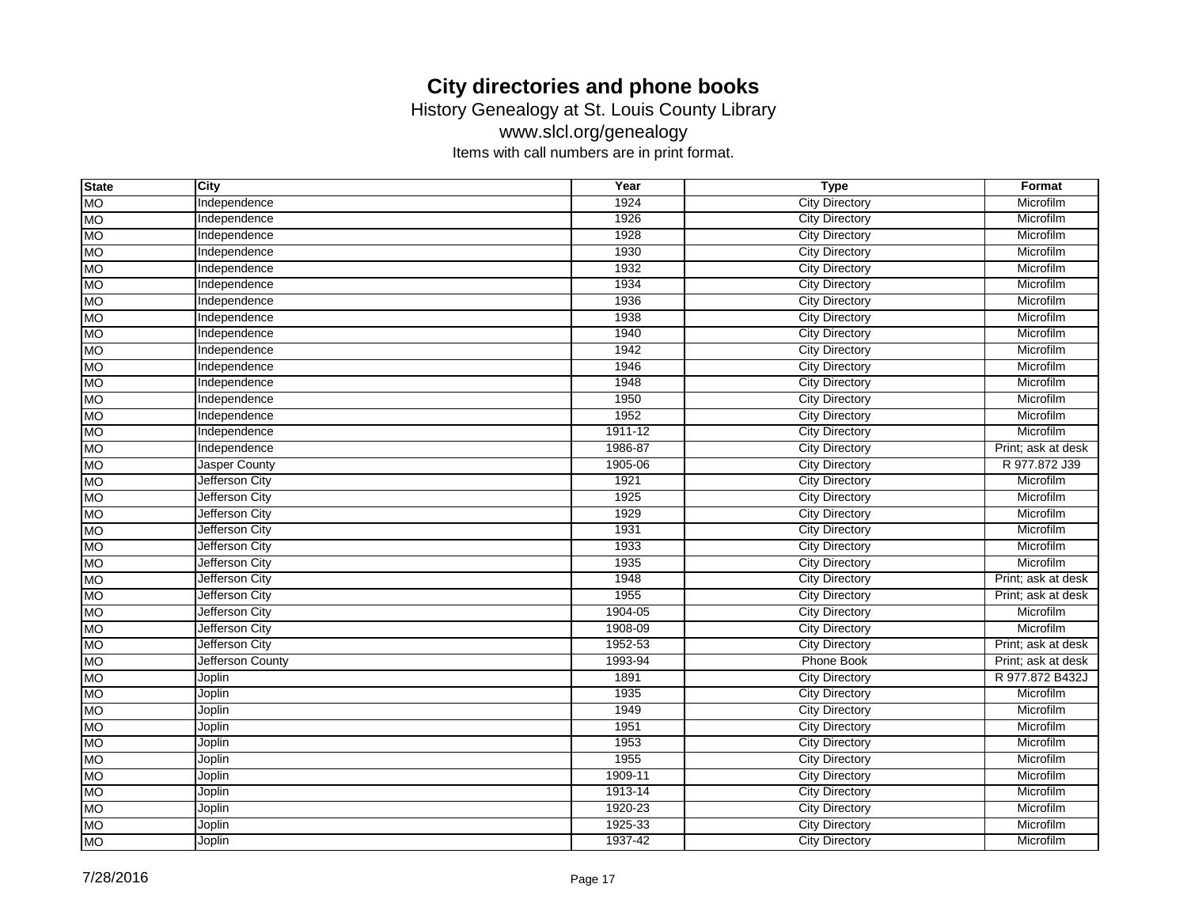# City directories and phone books

History Genealogy at St. Louis County Library

www.slcl.org/genealogy

Items with call numbers are in print format.

| State | City | Year | Type | Format |
|---|---|---|---|---|
| MO | Independence | 1924 | City Directory | Microfilm |
| MO | Independence | 1926 | City Directory | Microfilm |
| MO | Independence | 1928 | City Directory | Microfilm |
| MO | Independence | 1930 | City Directory | Microfilm |
| MO | Independence | 1932 | City Directory | Microfilm |
| MO | Independence | 1934 | City Directory | Microfilm |
| MO | Independence | 1936 | City Directory | Microfilm |
| MO | Independence | 1938 | City Directory | Microfilm |
| MO | Independence | 1940 | City Directory | Microfilm |
| MO | Independence | 1942 | City Directory | Microfilm |
| MO | Independence | 1946 | City Directory | Microfilm |
| MO | Independence | 1948 | City Directory | Microfilm |
| MO | Independence | 1950 | City Directory | Microfilm |
| MO | Independence | 1952 | City Directory | Microfilm |
| MO | Independence | 1911-12 | City Directory | Microfilm |
| MO | Independence | 1986-87 | City Directory | Print; ask at desk |
| MO | Jasper County | 1905-06 | City Directory | R 977.872 J39 |
| MO | Jefferson City | 1921 | City Directory | Microfilm |
| MO | Jefferson City | 1925 | City Directory | Microfilm |
| MO | Jefferson City | 1929 | City Directory | Microfilm |
| MO | Jefferson City | 1931 | City Directory | Microfilm |
| MO | Jefferson City | 1933 | City Directory | Microfilm |
| MO | Jefferson City | 1935 | City Directory | Microfilm |
| MO | Jefferson City | 1948 | City Directory | Print; ask at desk |
| MO | Jefferson City | 1955 | City Directory | Print; ask at desk |
| MO | Jefferson City | 1904-05 | City Directory | Microfilm |
| MO | Jefferson City | 1908-09 | City Directory | Microfilm |
| MO | Jefferson City | 1952-53 | City Directory | Print; ask at desk |
| MO | Jefferson County | 1993-94 | Phone Book | Print; ask at desk |
| MO | Joplin | 1891 | City Directory | R 977.872 B432J |
| MO | Joplin | 1935 | City Directory | Microfilm |
| MO | Joplin | 1949 | City Directory | Microfilm |
| MO | Joplin | 1951 | City Directory | Microfilm |
| MO | Joplin | 1953 | City Directory | Microfilm |
| MO | Joplin | 1955 | City Directory | Microfilm |
| MO | Joplin | 1909-11 | City Directory | Microfilm |
| MO | Joplin | 1913-14 | City Directory | Microfilm |
| MO | Joplin | 1920-23 | City Directory | Microfilm |
| MO | Joplin | 1925-33 | City Directory | Microfilm |
| MO | Joplin | 1937-42 | City Directory | Microfilm |

7/28/2016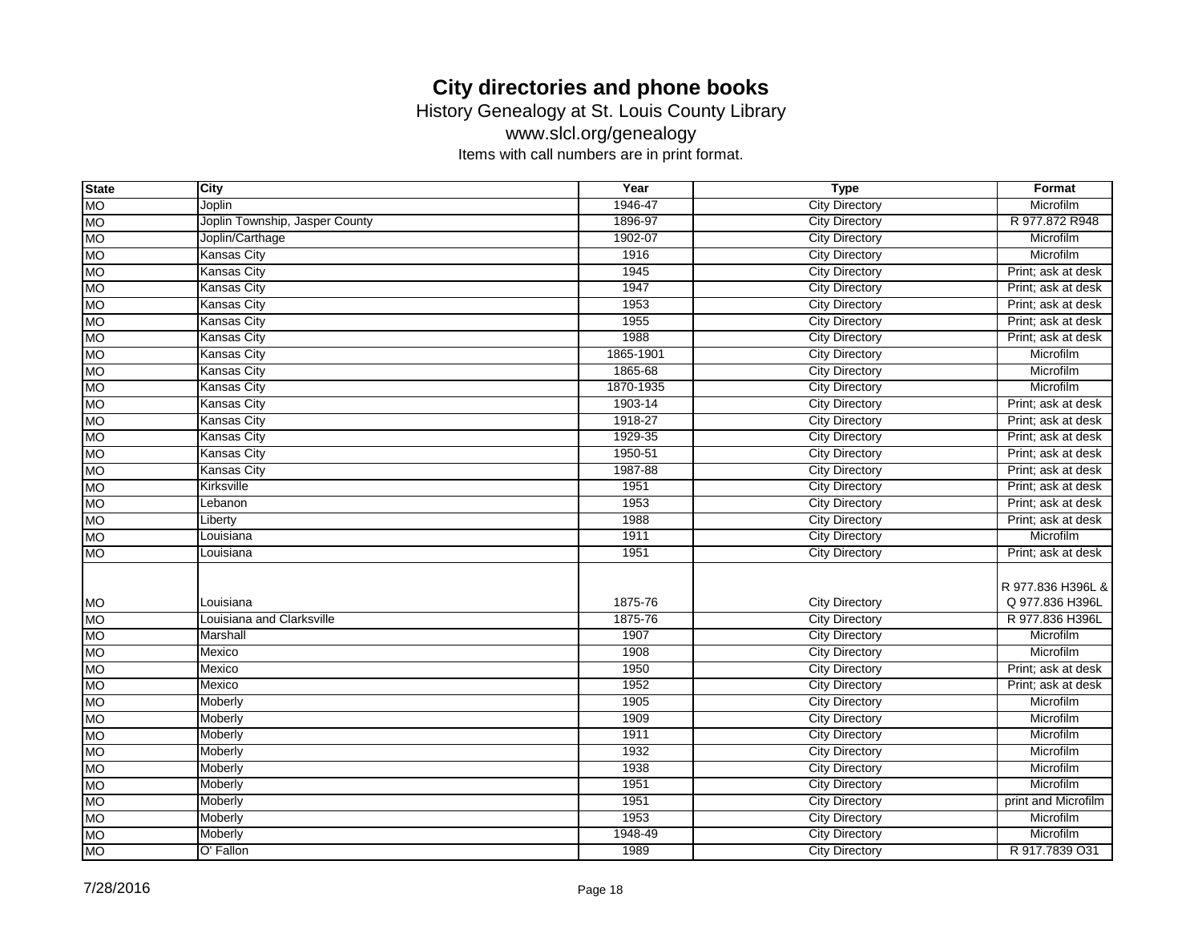# City directories and phone books

History Genealogy at St. Louis County Library
www.slcl.org/genealogy
Items with call numbers are in print format.

| State | City | Year | Type | Format |
|---|---|---|---|---|
| MO | Joplin | 1946-47 | City Directory | Microfilm |
| MO | Joplin Township, Jasper County | 1896-97 | City Directory | R 977.872 R948 |
| MO | Joplin/Carthage | 1902-07 | City Directory | Microfilm |
| MO | Kansas City | 1916 | City Directory | Microfilm |
| MO | Kansas City | 1945 | City Directory | Print; ask at desk |
| MO | Kansas City | 1947 | City Directory | Print; ask at desk |
| MO | Kansas City | 1953 | City Directory | Print; ask at desk |
| MO | Kansas City | 1955 | City Directory | Print; ask at desk |
| MO | Kansas City | 1988 | City Directory | Print; ask at desk |
| MO | Kansas City | 1865-1901 | City Directory | Microfilm |
| MO | Kansas City | 1865-68 | City Directory | Microfilm |
| MO | Kansas City | 1870-1935 | City Directory | Microfilm |
| MO | Kansas City | 1903-14 | City Directory | Print; ask at desk |
| MO | Kansas City | 1918-27 | City Directory | Print; ask at desk |
| MO | Kansas City | 1929-35 | City Directory | Print; ask at desk |
| MO | Kansas City | 1950-51 | City Directory | Print; ask at desk |
| MO | Kansas City | 1987-88 | City Directory | Print; ask at desk |
| MO | Kirksville | 1951 | City Directory | Print; ask at desk |
| MO | Lebanon | 1953 | City Directory | Print; ask at desk |
| MO | Liberty | 1988 | City Directory | Print; ask at desk |
| MO | Louisiana | 1911 | City Directory | Microfilm |
| MO | Louisiana | 1951 | City Directory | Print; ask at desk |
| MO | Louisiana | 1875-76 | City Directory | R 977.836 H396L & Q 977.836 H396L |
| MO | Louisiana and Clarksville | 1875-76 | City Directory | R 977.836 H396L |
| MO | Marshall | 1907 | City Directory | Microfilm |
| MO | Mexico | 1908 | City Directory | Microfilm |
| MO | Mexico | 1950 | City Directory | Print; ask at desk |
| MO | Mexico | 1952 | City Directory | Print; ask at desk |
| MO | Moberly | 1905 | City Directory | Microfilm |
| MO | Moberly | 1909 | City Directory | Microfilm |
| MO | Moberly | 1911 | City Directory | Microfilm |
| MO | Moberly | 1932 | City Directory | Microfilm |
| MO | Moberly | 1938 | City Directory | Microfilm |
| MO | Moberly | 1951 | City Directory | Microfilm |
| MO | Moberly | 1951 | City Directory | print and Microfilm |
| MO | Moberly | 1953 | City Directory | Microfilm |
| MO | Moberly | 1948-49 | City Directory | Microfilm |
| MO | O' Fallon | 1989 | City Directory | R 917.7839 O31 |

7/28/2016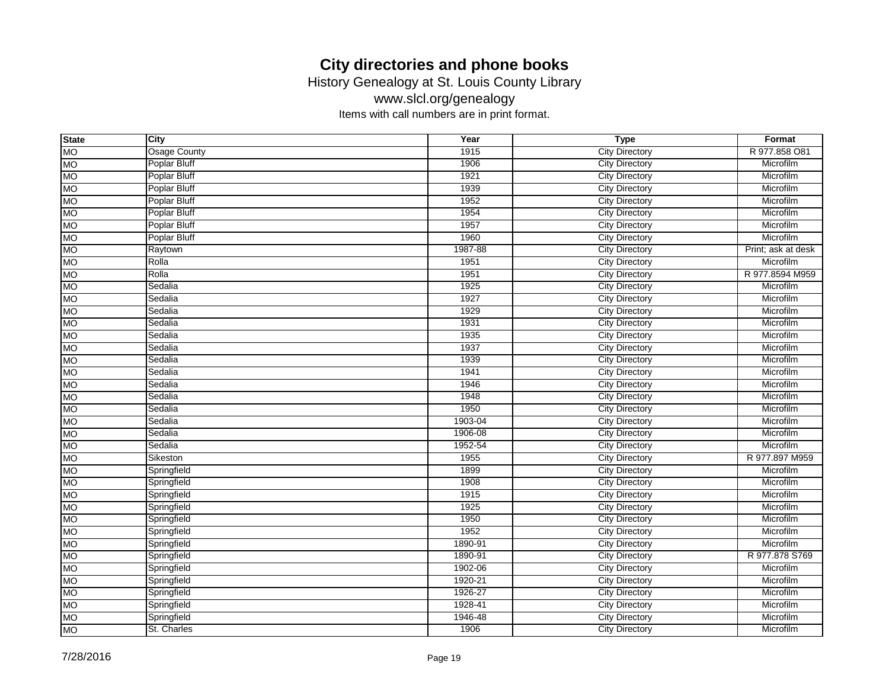# City directories and phone books

History Genealogy at St. Louis County Library

www.slcl.org/genealogy

Items with call numbers are in print format.

| State | City | Year | Type | Format |
|---|---|---|---|---|
| MO | Osage County | 1915 | City Directory | R 977.858 O81 |
| MO | Poplar Bluff | 1906 | City Directory | Microfilm |
| MO | Poplar Bluff | 1921 | City Directory | Microfilm |
| MO | Poplar Bluff | 1939 | City Directory | Microfilm |
| MO | Poplar Bluff | 1952 | City Directory | Microfilm |
| MO | Poplar Bluff | 1954 | City Directory | Microfilm |
| MO | Poplar Bluff | 1957 | City Directory | Microfilm |
| MO | Poplar Bluff | 1960 | City Directory | Microfilm |
| MO | Raytown | 1987-88 | City Directory | Print; ask at desk |
| MO | Rolla | 1951 | City Directory | Microfilm |
| MO | Rolla | 1951 | City Directory | R 977.8594 M959 |
| MO | Sedalia | 1925 | City Directory | Microfilm |
| MO | Sedalia | 1927 | City Directory | Microfilm |
| MO | Sedalia | 1929 | City Directory | Microfilm |
| MO | Sedalia | 1931 | City Directory | Microfilm |
| MO | Sedalia | 1935 | City Directory | Microfilm |
| MO | Sedalia | 1937 | City Directory | Microfilm |
| MO | Sedalia | 1939 | City Directory | Microfilm |
| MO | Sedalia | 1941 | City Directory | Microfilm |
| MO | Sedalia | 1946 | City Directory | Microfilm |
| MO | Sedalia | 1948 | City Directory | Microfilm |
| MO | Sedalia | 1950 | City Directory | Microfilm |
| MO | Sedalia | 1903-04 | City Directory | Microfilm |
| MO | Sedalia | 1906-08 | City Directory | Microfilm |
| MO | Sedalia | 1952-54 | City Directory | Microfilm |
| MO | Sikeston | 1955 | City Directory | R 977.897 M959 |
| MO | Springfield | 1899 | City Directory | Microfilm |
| MO | Springfield | 1908 | City Directory | Microfilm |
| MO | Springfield | 1915 | City Directory | Microfilm |
| MO | Springfield | 1925 | City Directory | Microfilm |
| MO | Springfield | 1950 | City Directory | Microfilm |
| MO | Springfield | 1952 | City Directory | Microfilm |
| MO | Springfield | 1890-91 | City Directory | Microfilm |
| MO | Springfield | 1890-91 | City Directory | R 977.878 S769 |
| MO | Springfield | 1902-06 | City Directory | Microfilm |
| MO | Springfield | 1920-21 | City Directory | Microfilm |
| MO | Springfield | 1926-27 | City Directory | Microfilm |
| MO | Springfield | 1928-41 | City Directory | Microfilm |
| MO | Springfield | 1946-48 | City Directory | Microfilm |
| MO | St. Charles | 1906 | City Directory | Microfilm |

7/28/2016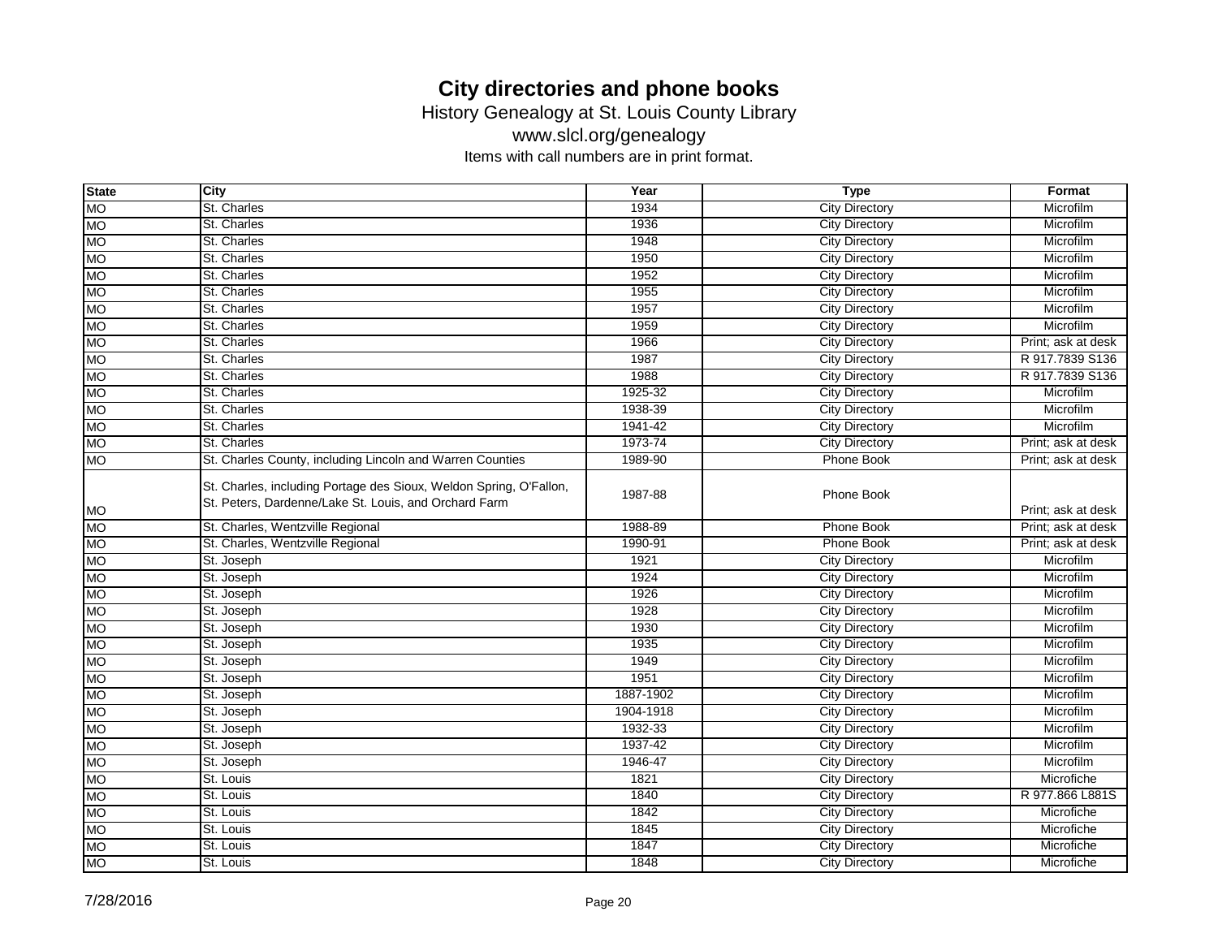# City directories and phone books

History Genealogy at St. Louis County Library

www.slcl.org/genealogy

Items with call numbers are in print format.

| State | City | Year | Type | Format |
|---|---|---|---|---|
| MO | St. Charles | 1934 | City Directory | Microfilm |
| MO | St. Charles | 1936 | City Directory | Microfilm |
| MO | St. Charles | 1948 | City Directory | Microfilm |
| MO | St. Charles | 1950 | City Directory | Microfilm |
| MO | St. Charles | 1952 | City Directory | Microfilm |
| MO | St. Charles | 1955 | City Directory | Microfilm |
| MO | St. Charles | 1957 | City Directory | Microfilm |
| MO | St. Charles | 1959 | City Directory | Microfilm |
| MO | St. Charles | 1966 | City Directory | Print; ask at desk |
| MO | St. Charles | 1987 | City Directory | R 917.7839 S136 |
| MO | St. Charles | 1988 | City Directory | R 917.7839 S136 |
| MO | St. Charles | 1925-32 | City Directory | Microfilm |
| MO | St. Charles | 1938-39 | City Directory | Microfilm |
| MO | St. Charles | 1941-42 | City Directory | Microfilm |
| MO | St. Charles | 1973-74 | City Directory | Print; ask at desk |
| MO | St. Charles County, including Lincoln and Warren Counties | 1989-90 | Phone Book | Print; ask at desk |
| MO | St. Charles, including Portage des Sioux, Weldon Spring, O'Fallon, St. Peters, Dardenne/Lake St. Louis, and Orchard Farm | 1987-88 | Phone Book | Print; ask at desk |
| MO | St. Charles, Wentzville Regional | 1988-89 | Phone Book | Print; ask at desk |
| MO | St. Charles, Wentzville Regional | 1990-91 | Phone Book | Print; ask at desk |
| MO | St. Joseph | 1921 | City Directory | Microfilm |
| MO | St. Joseph | 1924 | City Directory | Microfilm |
| MO | St. Joseph | 1926 | City Directory | Microfilm |
| MO | St. Joseph | 1928 | City Directory | Microfilm |
| MO | St. Joseph | 1930 | City Directory | Microfilm |
| MO | St. Joseph | 1935 | City Directory | Microfilm |
| MO | St. Joseph | 1949 | City Directory | Microfilm |
| MO | St. Joseph | 1951 | City Directory | Microfilm |
| MO | St. Joseph | 1887-1902 | City Directory | Microfilm |
| MO | St. Joseph | 1904-1918 | City Directory | Microfilm |
| MO | St. Joseph | 1932-33 | City Directory | Microfilm |
| MO | St. Joseph | 1937-42 | City Directory | Microfilm |
| MO | St. Joseph | 1946-47 | City Directory | Microfilm |
| MO | St. Louis | 1821 | City Directory | Microfiche |
| MO | St. Louis | 1840 | City Directory | R 977.866 L881S |
| MO | St. Louis | 1842 | City Directory | Microfiche |
| MO | St. Louis | 1845 | City Directory | Microfiche |
| MO | St. Louis | 1847 | City Directory | Microfiche |
| MO | St. Louis | 1848 | City Directory | Microfiche |

7/28/2016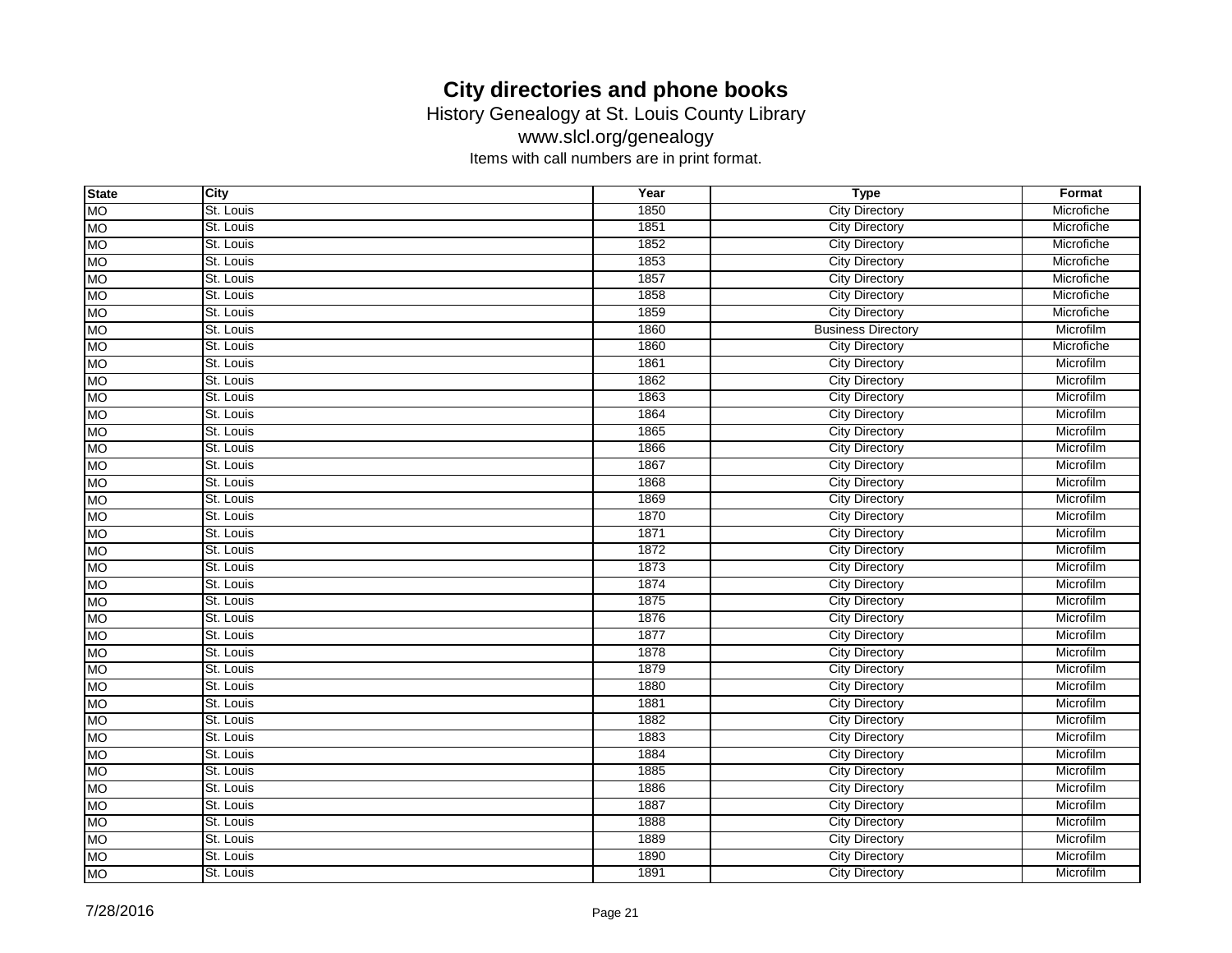# City directories and phone books

History Genealogy at St. Louis County Library

www.slcl.org/genealogy

Items with call numbers are in print format.

| State | City | Year | Type | Format |
|---|---|---|---|---|
| MO | St. Louis | 1850 | City Directory | Microfiche |
| MO | St. Louis | 1851 | City Directory | Microfiche |
| MO | St. Louis | 1852 | City Directory | Microfiche |
| MO | St. Louis | 1853 | City Directory | Microfiche |
| MO | St. Louis | 1857 | City Directory | Microfiche |
| MO | St. Louis | 1858 | City Directory | Microfiche |
| MO | St. Louis | 1859 | City Directory | Microfiche |
| MO | St. Louis | 1860 | Business Directory | Microfilm |
| MO | St. Louis | 1860 | City Directory | Microfiche |
| MO | St. Louis | 1861 | City Directory | Microfilm |
| MO | St. Louis | 1862 | City Directory | Microfilm |
| MO | St. Louis | 1863 | City Directory | Microfilm |
| MO | St. Louis | 1864 | City Directory | Microfilm |
| MO | St. Louis | 1865 | City Directory | Microfilm |
| MO | St. Louis | 1866 | City Directory | Microfilm |
| MO | St. Louis | 1867 | City Directory | Microfilm |
| MO | St. Louis | 1868 | City Directory | Microfilm |
| MO | St. Louis | 1869 | City Directory | Microfilm |
| MO | St. Louis | 1870 | City Directory | Microfilm |
| MO | St. Louis | 1871 | City Directory | Microfilm |
| MO | St. Louis | 1872 | City Directory | Microfilm |
| MO | St. Louis | 1873 | City Directory | Microfilm |
| MO | St. Louis | 1874 | City Directory | Microfilm |
| MO | St. Louis | 1875 | City Directory | Microfilm |
| MO | St. Louis | 1876 | City Directory | Microfilm |
| MO | St. Louis | 1877 | City Directory | Microfilm |
| MO | St. Louis | 1878 | City Directory | Microfilm |
| MO | St. Louis | 1879 | City Directory | Microfilm |
| MO | St. Louis | 1880 | City Directory | Microfilm |
| MO | St. Louis | 1881 | City Directory | Microfilm |
| MO | St. Louis | 1882 | City Directory | Microfilm |
| MO | St. Louis | 1883 | City Directory | Microfilm |
| MO | St. Louis | 1884 | City Directory | Microfilm |
| MO | St. Louis | 1885 | City Directory | Microfilm |
| MO | St. Louis | 1886 | City Directory | Microfilm |
| MO | St. Louis | 1887 | City Directory | Microfilm |
| MO | St. Louis | 1888 | City Directory | Microfilm |
| MO | St. Louis | 1889 | City Directory | Microfilm |
| MO | St. Louis | 1890 | City Directory | Microfilm |
| MO | St. Louis | 1891 | City Directory | Microfilm |

7/28/2016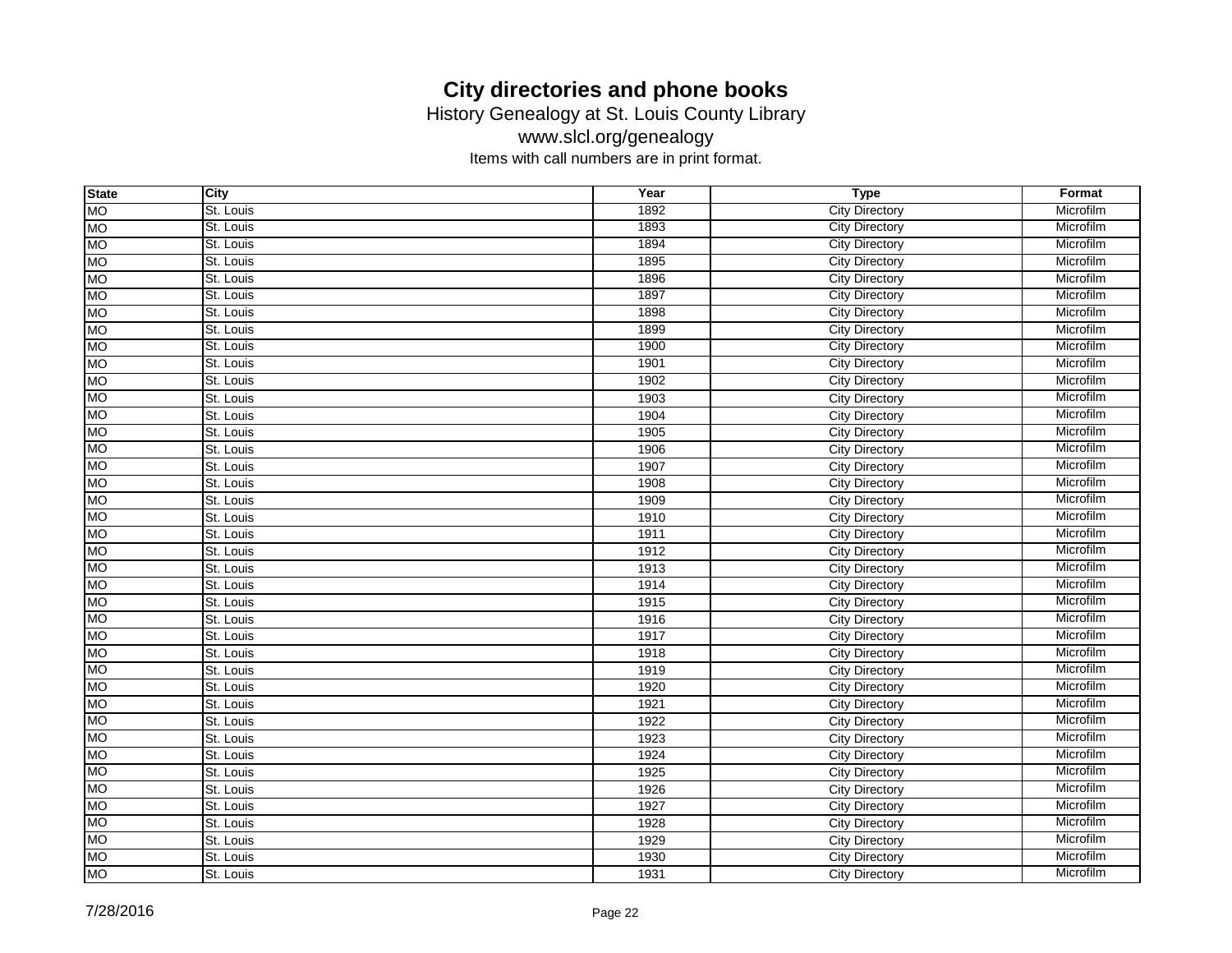# City directories and phone books

History Genealogy at St. Louis County Library

www.slcl.org/genealogy

Items with call numbers are in print format.

| State | City | Year | Type | Format |
|---|---|---|---|---|
| MO | St. Louis | 1892 | City Directory | Microfilm |
| MO | St. Louis | 1893 | City Directory | Microfilm |
| MO | St. Louis | 1894 | City Directory | Microfilm |
| MO | St. Louis | 1895 | City Directory | Microfilm |
| MO | St. Louis | 1896 | City Directory | Microfilm |
| MO | St. Louis | 1897 | City Directory | Microfilm |
| MO | St. Louis | 1898 | City Directory | Microfilm |
| MO | St. Louis | 1899 | City Directory | Microfilm |
| MO | St. Louis | 1900 | City Directory | Microfilm |
| MO | St. Louis | 1901 | City Directory | Microfilm |
| MO | St. Louis | 1902 | City Directory | Microfilm |
| MO | St. Louis | 1903 | City Directory | Microfilm |
| MO | St. Louis | 1904 | City Directory | Microfilm |
| MO | St. Louis | 1905 | City Directory | Microfilm |
| MO | St. Louis | 1906 | City Directory | Microfilm |
| MO | St. Louis | 1907 | City Directory | Microfilm |
| MO | St. Louis | 1908 | City Directory | Microfilm |
| MO | St. Louis | 1909 | City Directory | Microfilm |
| MO | St. Louis | 1910 | City Directory | Microfilm |
| MO | St. Louis | 1911 | City Directory | Microfilm |
| MO | St. Louis | 1912 | City Directory | Microfilm |
| MO | St. Louis | 1913 | City Directory | Microfilm |
| MO | St. Louis | 1914 | City Directory | Microfilm |
| MO | St. Louis | 1915 | City Directory | Microfilm |
| MO | St. Louis | 1916 | City Directory | Microfilm |
| MO | St. Louis | 1917 | City Directory | Microfilm |
| MO | St. Louis | 1918 | City Directory | Microfilm |
| MO | St. Louis | 1919 | City Directory | Microfilm |
| MO | St. Louis | 1920 | City Directory | Microfilm |
| MO | St. Louis | 1921 | City Directory | Microfilm |
| MO | St. Louis | 1922 | City Directory | Microfilm |
| MO | St. Louis | 1923 | City Directory | Microfilm |
| MO | St. Louis | 1924 | City Directory | Microfilm |
| MO | St. Louis | 1925 | City Directory | Microfilm |
| MO | St. Louis | 1926 | City Directory | Microfilm |
| MO | St. Louis | 1927 | City Directory | Microfilm |
| MO | St. Louis | 1928 | City Directory | Microfilm |
| MO | St. Louis | 1929 | City Directory | Microfilm |
| MO | St. Louis | 1930 | City Directory | Microfilm |
| MO | St. Louis | 1931 | City Directory | Microfilm |

7/28/2016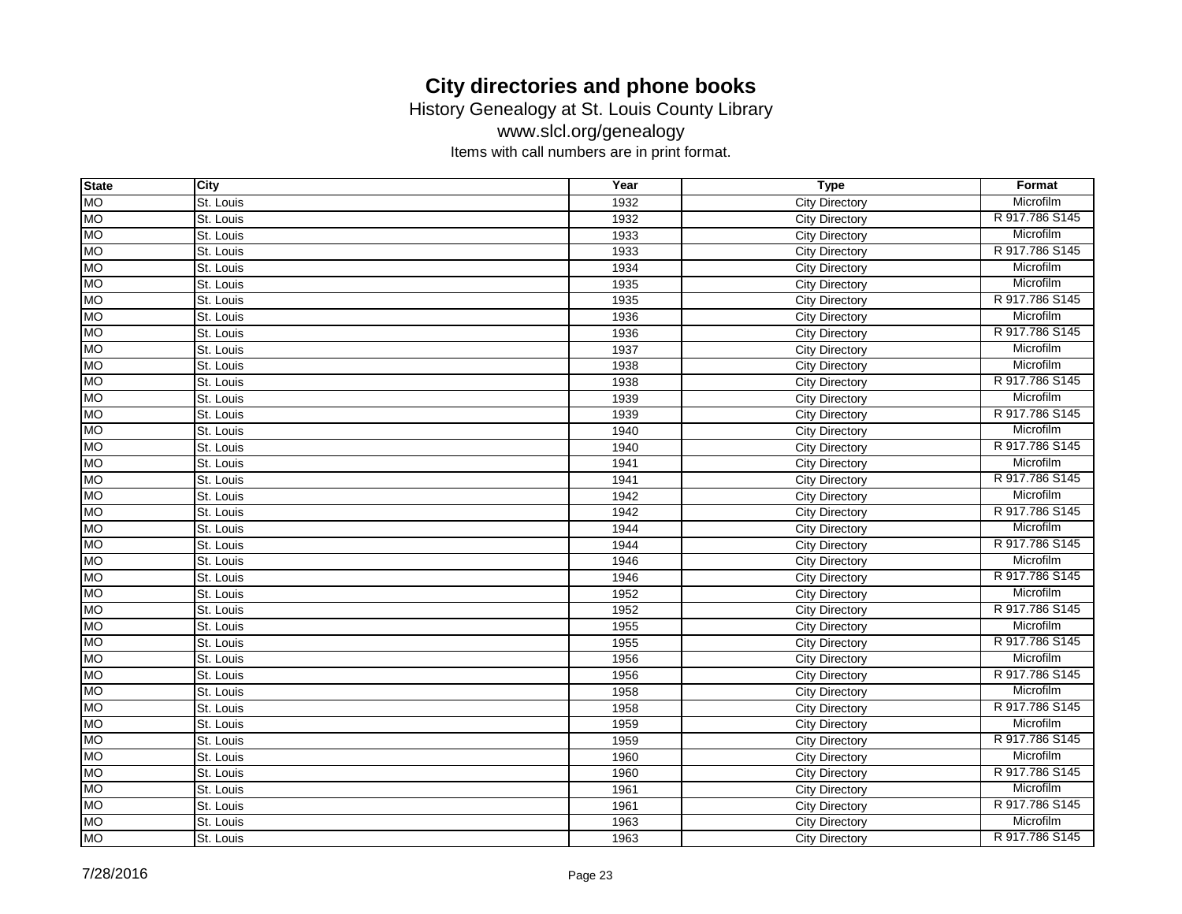# City directories and phone books

History Genealogy at St. Louis County Library

www.slcl.org/genealogy

Items with call numbers are in print format.

| State | City | Year | Type | Format |
|---|---|---|---|---|
| MO | St. Louis | 1932 | City Directory | Microfilm |
| MO | St. Louis | 1932 | City Directory | R 917.786 S145 |
| MO | St. Louis | 1933 | City Directory | Microfilm |
| MO | St. Louis | 1933 | City Directory | R 917.786 S145 |
| MO | St. Louis | 1934 | City Directory | Microfilm |
| MO | St. Louis | 1935 | City Directory | Microfilm |
| MO | St. Louis | 1935 | City Directory | R 917.786 S145 |
| MO | St. Louis | 1936 | City Directory | Microfilm |
| MO | St. Louis | 1936 | City Directory | R 917.786 S145 |
| MO | St. Louis | 1937 | City Directory | Microfilm |
| MO | St. Louis | 1938 | City Directory | Microfilm |
| MO | St. Louis | 1938 | City Directory | R 917.786 S145 |
| MO | St. Louis | 1939 | City Directory | Microfilm |
| MO | St. Louis | 1939 | City Directory | R 917.786 S145 |
| MO | St. Louis | 1940 | City Directory | Microfilm |
| MO | St. Louis | 1940 | City Directory | R 917.786 S145 |
| MO | St. Louis | 1941 | City Directory | Microfilm |
| MO | St. Louis | 1941 | City Directory | R 917.786 S145 |
| MO | St. Louis | 1942 | City Directory | Microfilm |
| MO | St. Louis | 1942 | City Directory | R 917.786 S145 |
| MO | St. Louis | 1944 | City Directory | Microfilm |
| MO | St. Louis | 1944 | City Directory | R 917.786 S145 |
| MO | St. Louis | 1946 | City Directory | Microfilm |
| MO | St. Louis | 1946 | City Directory | R 917.786 S145 |
| MO | St. Louis | 1952 | City Directory | Microfilm |
| MO | St. Louis | 1952 | City Directory | R 917.786 S145 |
| MO | St. Louis | 1955 | City Directory | Microfilm |
| MO | St. Louis | 1955 | City Directory | R 917.786 S145 |
| MO | St. Louis | 1956 | City Directory | Microfilm |
| MO | St. Louis | 1956 | City Directory | R 917.786 S145 |
| MO | St. Louis | 1958 | City Directory | Microfilm |
| MO | St. Louis | 1958 | City Directory | R 917.786 S145 |
| MO | St. Louis | 1959 | City Directory | Microfilm |
| MO | St. Louis | 1959 | City Directory | R 917.786 S145 |
| MO | St. Louis | 1960 | City Directory | Microfilm |
| MO | St. Louis | 1960 | City Directory | R 917.786 S145 |
| MO | St. Louis | 1961 | City Directory | Microfilm |
| MO | St. Louis | 1961 | City Directory | R 917.786 S145 |
| MO | St. Louis | 1963 | City Directory | Microfilm |
| MO | St. Louis | 1963 | City Directory | R 917.786 S145 |

7/28/2016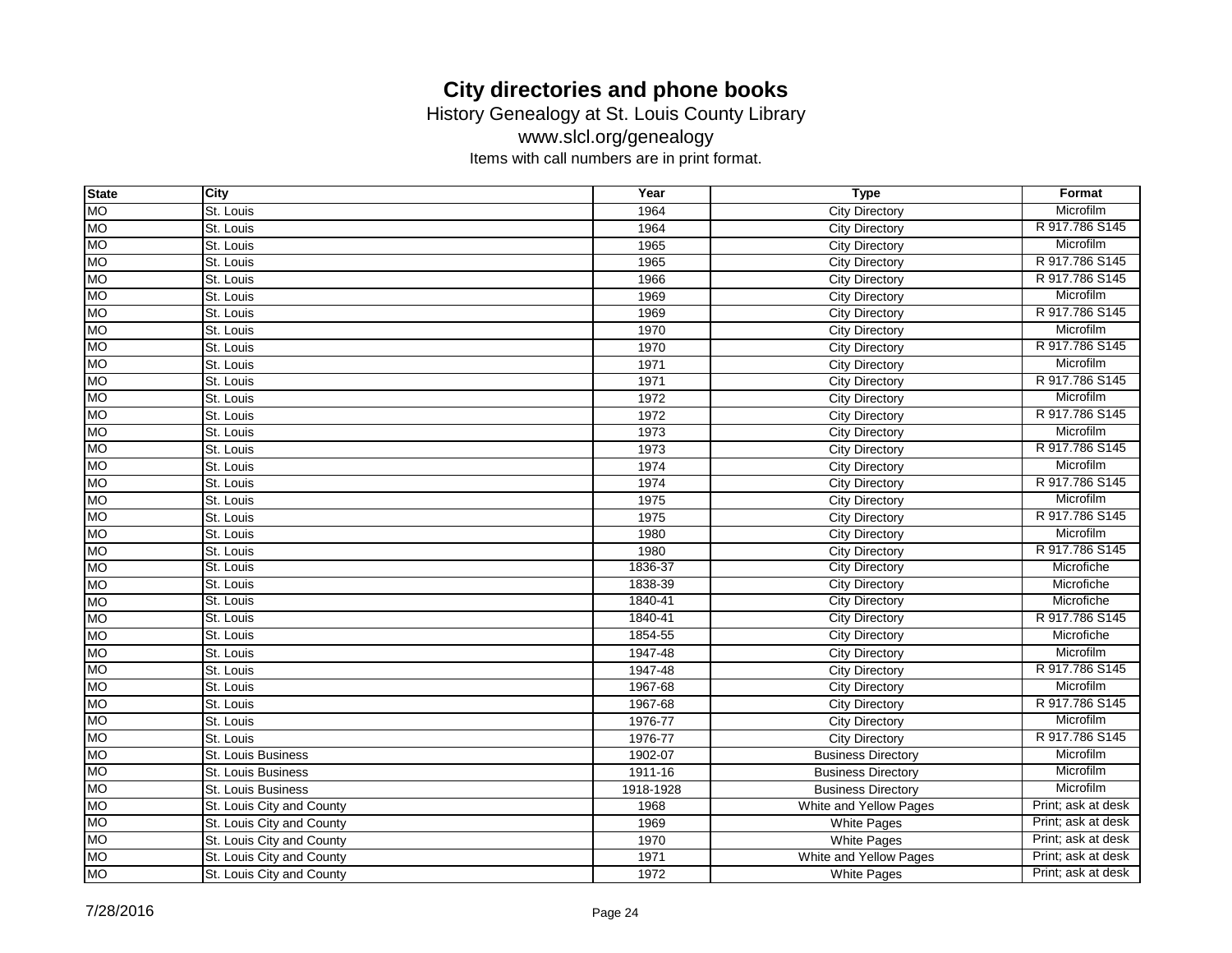# City directories and phone books

History Genealogy at St. Louis County Library

www.slcl.org/genealogy

Items with call numbers are in print format.

| State | City | Year | Type | Format |
|---|---|---|---|---|
| MO | St. Louis | 1964 | City Directory | Microfilm |
| MO | St. Louis | 1964 | City Directory | R 917.786 S145 |
| MO | St. Louis | 1965 | City Directory | Microfilm |
| MO | St. Louis | 1965 | City Directory | R 917.786 S145 |
| MO | St. Louis | 1966 | City Directory | R 917.786 S145 |
| MO | St. Louis | 1969 | City Directory | Microfilm |
| MO | St. Louis | 1969 | City Directory | R 917.786 S145 |
| MO | St. Louis | 1970 | City Directory | Microfilm |
| MO | St. Louis | 1970 | City Directory | R 917.786 S145 |
| MO | St. Louis | 1971 | City Directory | Microfilm |
| MO | St. Louis | 1971 | City Directory | R 917.786 S145 |
| MO | St. Louis | 1972 | City Directory | Microfilm |
| MO | St. Louis | 1972 | City Directory | R 917.786 S145 |
| MO | St. Louis | 1973 | City Directory | Microfilm |
| MO | St. Louis | 1973 | City Directory | R 917.786 S145 |
| MO | St. Louis | 1974 | City Directory | Microfilm |
| MO | St. Louis | 1974 | City Directory | R 917.786 S145 |
| MO | St. Louis | 1975 | City Directory | Microfilm |
| MO | St. Louis | 1975 | City Directory | R 917.786 S145 |
| MO | St. Louis | 1980 | City Directory | Microfilm |
| MO | St. Louis | 1980 | City Directory | R 917.786 S145 |
| MO | St. Louis | 1836-37 | City Directory | Microfiche |
| MO | St. Louis | 1838-39 | City Directory | Microfiche |
| MO | St. Louis | 1840-41 | City Directory | Microfiche |
| MO | St. Louis | 1840-41 | City Directory | R 917.786 S145 |
| MO | St. Louis | 1854-55 | City Directory | Microfiche |
| MO | St. Louis | 1947-48 | City Directory | Microfilm |
| MO | St. Louis | 1947-48 | City Directory | R 917.786 S145 |
| MO | St. Louis | 1967-68 | City Directory | Microfilm |
| MO | St. Louis | 1967-68 | City Directory | R 917.786 S145 |
| MO | St. Louis | 1976-77 | City Directory | Microfilm |
| MO | St. Louis | 1976-77 | City Directory | R 917.786 S145 |
| MO | St. Louis Business | 1902-07 | Business Directory | Microfilm |
| MO | St. Louis Business | 1911-16 | Business Directory | Microfilm |
| MO | St. Louis Business | 1918-1928 | Business Directory | Microfilm |
| MO | St. Louis City and County | 1968 | White and Yellow Pages | Print; ask at desk |
| MO | St. Louis City and County | 1969 | White Pages | Print; ask at desk |
| MO | St. Louis City and County | 1970 | White Pages | Print; ask at desk |
| MO | St. Louis City and County | 1971 | White and Yellow Pages | Print; ask at desk |
| MO | St. Louis City and County | 1972 | White Pages | Print; ask at desk |

7/28/2016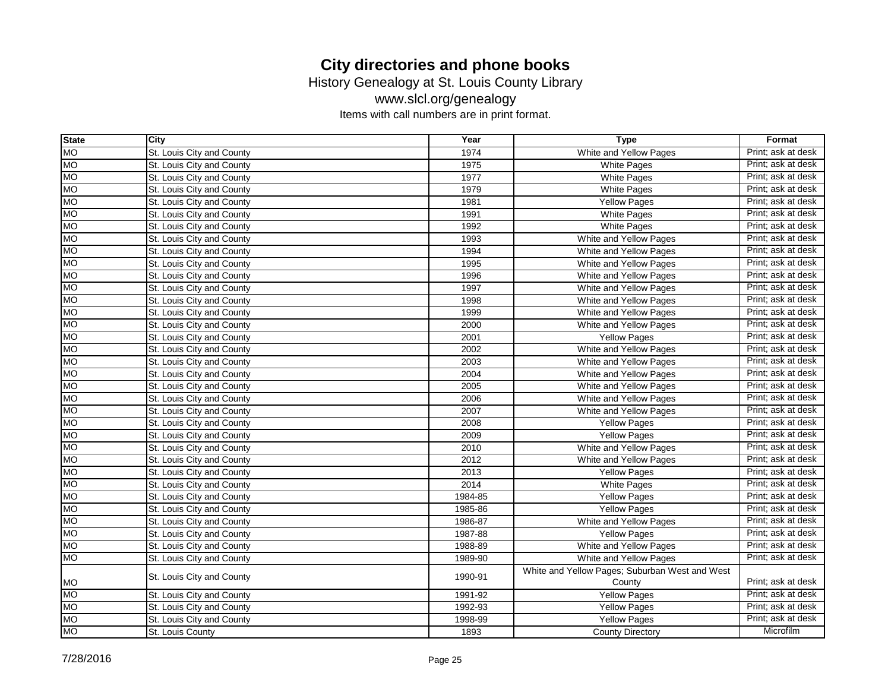# City directories and phone books

History Genealogy at St. Louis County Library

www.slcl.org/genealogy

Items with call numbers are in print format.

| State | City | Year | Type | Format |
|---|---|---|---|---|
| MO | St. Louis City and County | 1974 | White and Yellow Pages | Print; ask at desk |
| MO | St. Louis City and County | 1975 | White Pages | Print; ask at desk |
| MO | St. Louis City and County | 1977 | White Pages | Print; ask at desk |
| MO | St. Louis City and County | 1979 | White Pages | Print; ask at desk |
| MO | St. Louis City and County | 1981 | Yellow Pages | Print; ask at desk |
| MO | St. Louis City and County | 1991 | White Pages | Print; ask at desk |
| MO | St. Louis City and County | 1992 | White Pages | Print; ask at desk |
| MO | St. Louis City and County | 1993 | White and Yellow Pages | Print; ask at desk |
| MO | St. Louis City and County | 1994 | White and Yellow Pages | Print; ask at desk |
| MO | St. Louis City and County | 1995 | White and Yellow Pages | Print; ask at desk |
| MO | St. Louis City and County | 1996 | White and Yellow Pages | Print; ask at desk |
| MO | St. Louis City and County | 1997 | White and Yellow Pages | Print; ask at desk |
| MO | St. Louis City and County | 1998 | White and Yellow Pages | Print; ask at desk |
| MO | St. Louis City and County | 1999 | White and Yellow Pages | Print; ask at desk |
| MO | St. Louis City and County | 2000 | White and Yellow Pages | Print; ask at desk |
| MO | St. Louis City and County | 2001 | Yellow Pages | Print; ask at desk |
| MO | St. Louis City and County | 2002 | White and Yellow Pages | Print; ask at desk |
| MO | St. Louis City and County | 2003 | White and Yellow Pages | Print; ask at desk |
| MO | St. Louis City and County | 2004 | White and Yellow Pages | Print; ask at desk |
| MO | St. Louis City and County | 2005 | White and Yellow Pages | Print; ask at desk |
| MO | St. Louis City and County | 2006 | White and Yellow Pages | Print; ask at desk |
| MO | St. Louis City and County | 2007 | White and Yellow Pages | Print; ask at desk |
| MO | St. Louis City and County | 2008 | Yellow Pages | Print; ask at desk |
| MO | St. Louis City and County | 2009 | Yellow Pages | Print; ask at desk |
| MO | St. Louis City and County | 2010 | White and Yellow Pages | Print; ask at desk |
| MO | St. Louis City and County | 2012 | White and Yellow Pages | Print; ask at desk |
| MO | St. Louis City and County | 2013 | Yellow Pages | Print; ask at desk |
| MO | St. Louis City and County | 2014 | White Pages | Print; ask at desk |
| MO | St. Louis City and County | 1984-85 | Yellow Pages | Print; ask at desk |
| MO | St. Louis City and County | 1985-86 | Yellow Pages | Print; ask at desk |
| MO | St. Louis City and County | 1986-87 | White and Yellow Pages | Print; ask at desk |
| MO | St. Louis City and County | 1987-88 | Yellow Pages | Print; ask at desk |
| MO | St. Louis City and County | 1988-89 | White and Yellow Pages | Print; ask at desk |
| MO | St. Louis City and County | 1989-90 | White and Yellow Pages | Print; ask at desk |
| MO | St. Louis City and County | 1990-91 | White and Yellow Pages; Suburban West and West County | Print; ask at desk |
| MO | St. Louis City and County | 1991-92 | Yellow Pages | Print; ask at desk |
| MO | St. Louis City and County | 1992-93 | Yellow Pages | Print; ask at desk |
| MO | St. Louis City and County | 1998-99 | Yellow Pages | Print; ask at desk |
| MO | St. Louis County | 1893 | County Directory | Microfilm |

7/28/2016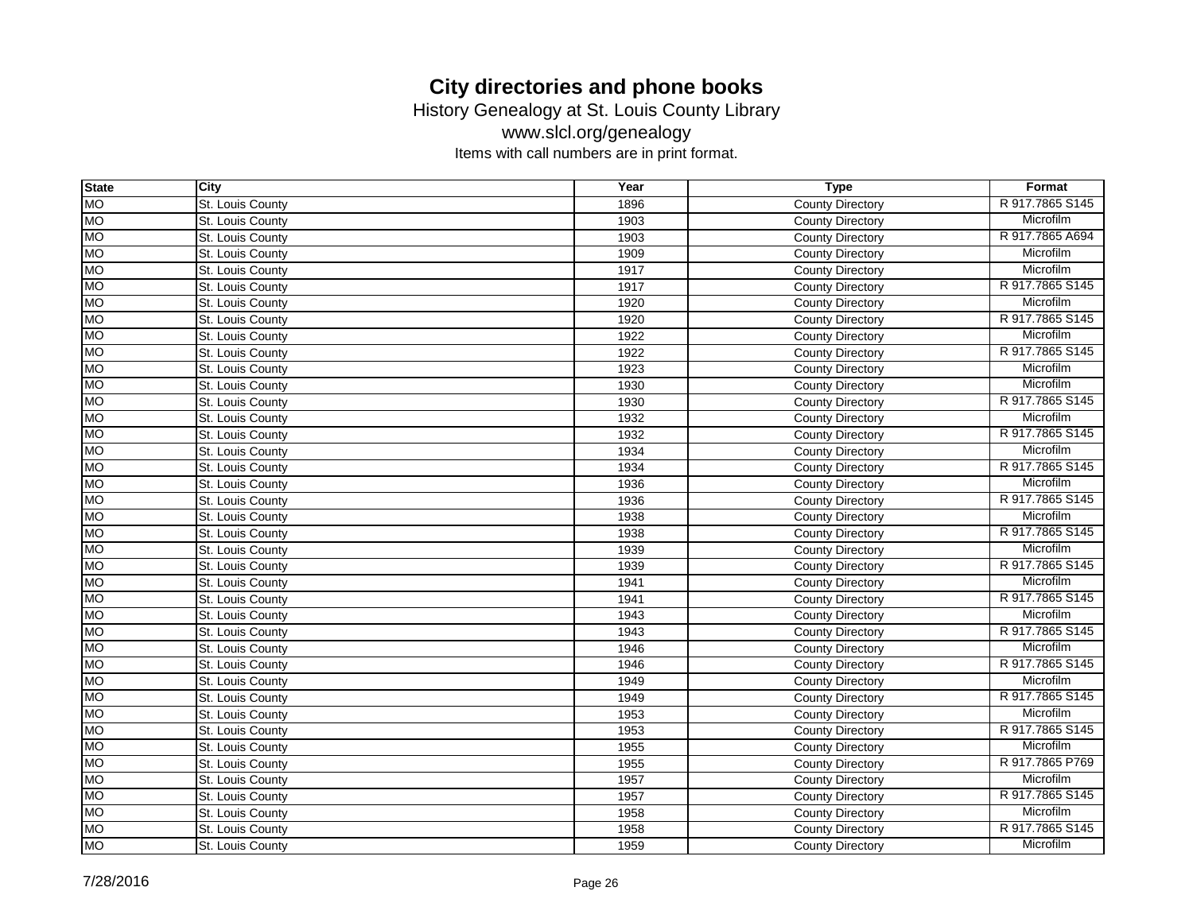# City directories and phone books

History Genealogy at St. Louis County Library

www.slcl.org/genealogy

Items with call numbers are in print format.

| State | City | Year | Type | Format |
|---|---|---|---|---|
| MO | St. Louis County | 1896 | County Directory | R 917.7865 S145 |
| MO | St. Louis County | 1903 | County Directory | Microfilm |
| MO | St. Louis County | 1903 | County Directory | R 917.7865 A694 |
| MO | St. Louis County | 1909 | County Directory | Microfilm |
| MO | St. Louis County | 1917 | County Directory | Microfilm |
| MO | St. Louis County | 1917 | County Directory | R 917.7865 S145 |
| MO | St. Louis County | 1920 | County Directory | Microfilm |
| MO | St. Louis County | 1920 | County Directory | R 917.7865 S145 |
| MO | St. Louis County | 1922 | County Directory | Microfilm |
| MO | St. Louis County | 1922 | County Directory | R 917.7865 S145 |
| MO | St. Louis County | 1923 | County Directory | Microfilm |
| MO | St. Louis County | 1930 | County Directory | Microfilm |
| MO | St. Louis County | 1930 | County Directory | R 917.7865 S145 |
| MO | St. Louis County | 1932 | County Directory | Microfilm |
| MO | St. Louis County | 1932 | County Directory | R 917.7865 S145 |
| MO | St. Louis County | 1934 | County Directory | Microfilm |
| MO | St. Louis County | 1934 | County Directory | R 917.7865 S145 |
| MO | St. Louis County | 1936 | County Directory | Microfilm |
| MO | St. Louis County | 1936 | County Directory | R 917.7865 S145 |
| MO | St. Louis County | 1938 | County Directory | Microfilm |
| MO | St. Louis County | 1938 | County Directory | R 917.7865 S145 |
| MO | St. Louis County | 1939 | County Directory | Microfilm |
| MO | St. Louis County | 1939 | County Directory | R 917.7865 S145 |
| MO | St. Louis County | 1941 | County Directory | Microfilm |
| MO | St. Louis County | 1941 | County Directory | R 917.7865 S145 |
| MO | St. Louis County | 1943 | County Directory | Microfilm |
| MO | St. Louis County | 1943 | County Directory | R 917.7865 S145 |
| MO | St. Louis County | 1946 | County Directory | Microfilm |
| MO | St. Louis County | 1946 | County Directory | R 917.7865 S145 |
| MO | St. Louis County | 1949 | County Directory | Microfilm |
| MO | St. Louis County | 1949 | County Directory | R 917.7865 S145 |
| MO | St. Louis County | 1953 | County Directory | Microfilm |
| MO | St. Louis County | 1953 | County Directory | R 917.7865 S145 |
| MO | St. Louis County | 1955 | County Directory | Microfilm |
| MO | St. Louis County | 1955 | County Directory | R 917.7865 P769 |
| MO | St. Louis County | 1957 | County Directory | Microfilm |
| MO | St. Louis County | 1957 | County Directory | R 917.7865 S145 |
| MO | St. Louis County | 1958 | County Directory | Microfilm |
| MO | St. Louis County | 1958 | County Directory | R 917.7865 S145 |
| MO | St. Louis County | 1959 | County Directory | Microfilm |

7/28/2016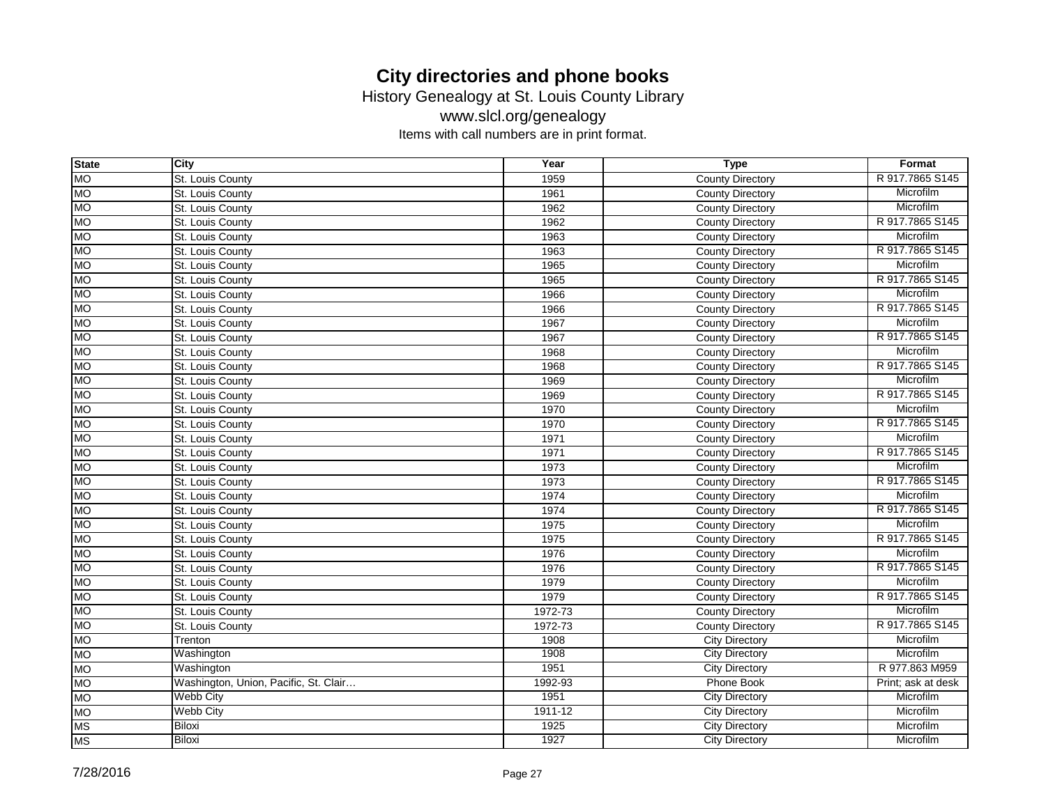# City directories and phone books

History Genealogy at St. Louis County Library

www.slcl.org/genealogy

Items with call numbers are in print format.

| State | City | Year | Type | Format |
|---|---|---|---|---|
| MO | St. Louis County | 1959 | County Directory | R 917.7865 S145 |
| MO | St. Louis County | 1961 | County Directory | Microfilm |
| MO | St. Louis County | 1962 | County Directory | Microfilm |
| MO | St. Louis County | 1962 | County Directory | R 917.7865 S145 |
| MO | St. Louis County | 1963 | County Directory | Microfilm |
| MO | St. Louis County | 1963 | County Directory | R 917.7865 S145 |
| MO | St. Louis County | 1965 | County Directory | Microfilm |
| MO | St. Louis County | 1965 | County Directory | R 917.7865 S145 |
| MO | St. Louis County | 1966 | County Directory | Microfilm |
| MO | St. Louis County | 1966 | County Directory | R 917.7865 S145 |
| MO | St. Louis County | 1967 | County Directory | Microfilm |
| MO | St. Louis County | 1967 | County Directory | R 917.7865 S145 |
| MO | St. Louis County | 1968 | County Directory | Microfilm |
| MO | St. Louis County | 1968 | County Directory | R 917.7865 S145 |
| MO | St. Louis County | 1969 | County Directory | Microfilm |
| MO | St. Louis County | 1969 | County Directory | R 917.7865 S145 |
| MO | St. Louis County | 1970 | County Directory | Microfilm |
| MO | St. Louis County | 1970 | County Directory | R 917.7865 S145 |
| MO | St. Louis County | 1971 | County Directory | Microfilm |
| MO | St. Louis County | 1971 | County Directory | R 917.7865 S145 |
| MO | St. Louis County | 1973 | County Directory | Microfilm |
| MO | St. Louis County | 1973 | County Directory | R 917.7865 S145 |
| MO | St. Louis County | 1974 | County Directory | Microfilm |
| MO | St. Louis County | 1974 | County Directory | R 917.7865 S145 |
| MO | St. Louis County | 1975 | County Directory | Microfilm |
| MO | St. Louis County | 1975 | County Directory | R 917.7865 S145 |
| MO | St. Louis County | 1976 | County Directory | Microfilm |
| MO | St. Louis County | 1976 | County Directory | R 917.7865 S145 |
| MO | St. Louis County | 1979 | County Directory | Microfilm |
| MO | St. Louis County | 1979 | County Directory | R 917.7865 S145 |
| MO | St. Louis County | 1972-73 | County Directory | Microfilm |
| MO | St. Louis County | 1972-73 | County Directory | R 917.7865 S145 |
| MO | Trenton | 1908 | City Directory | Microfilm |
| MO | Washington | 1908 | City Directory | Microfilm |
| MO | Washington | 1951 | City Directory | R 977.863 M959 |
| MO | Washington, Union, Pacific, St. Clair… | 1992-93 | Phone Book | Print; ask at desk |
| MO | Webb City | 1951 | City Directory | Microfilm |
| MO | Webb City | 1911-12 | City Directory | Microfilm |
| MS | Biloxi | 1925 | City Directory | Microfilm |
| MS | Biloxi | 1927 | City Directory | Microfilm |

7/28/2016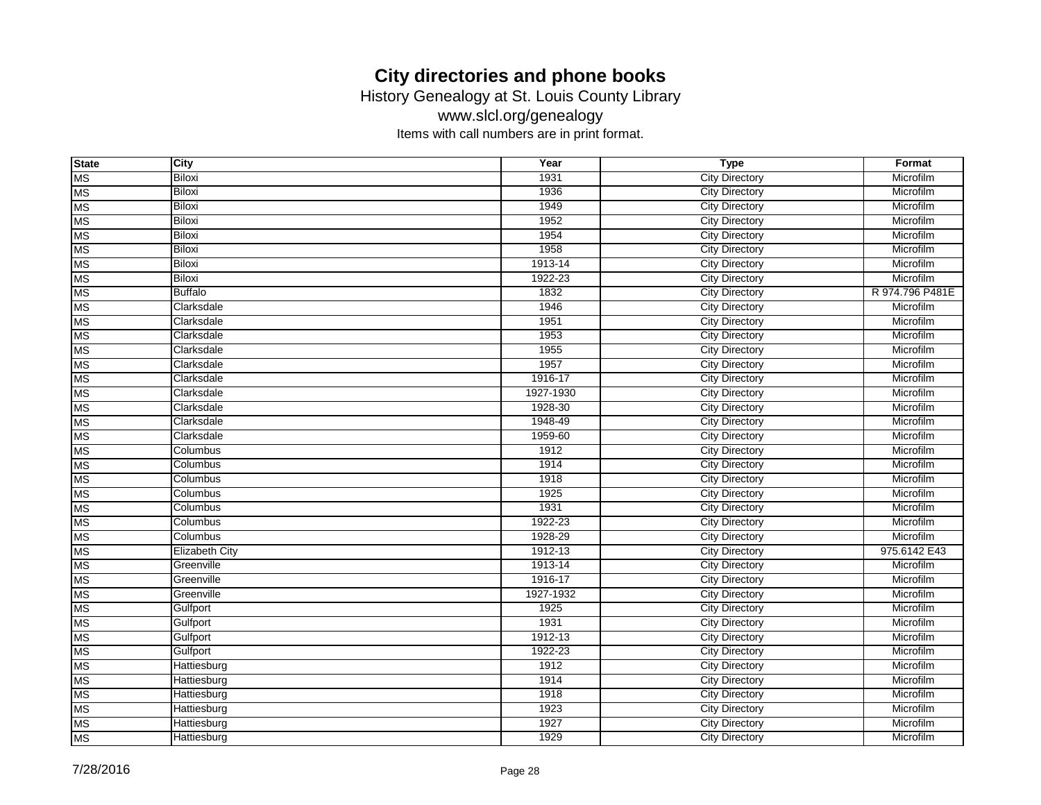# City directories and phone books

History Genealogy at St. Louis County Library

www.slcl.org/genealogy

Items with call numbers are in print format.

| State | City | Year | Type | Format |
|---|---|---|---|---|
| MS | Biloxi | 1931 | City Directory | Microfilm |
| MS | Biloxi | 1936 | City Directory | Microfilm |
| MS | Biloxi | 1949 | City Directory | Microfilm |
| MS | Biloxi | 1952 | City Directory | Microfilm |
| MS | Biloxi | 1954 | City Directory | Microfilm |
| MS | Biloxi | 1958 | City Directory | Microfilm |
| MS | Biloxi | 1913-14 | City Directory | Microfilm |
| MS | Biloxi | 1922-23 | City Directory | Microfilm |
| MS | Buffalo | 1832 | City Directory | R 974.796 P481E |
| MS | Clarksdale | 1946 | City Directory | Microfilm |
| MS | Clarksdale | 1951 | City Directory | Microfilm |
| MS | Clarksdale | 1953 | City Directory | Microfilm |
| MS | Clarksdale | 1955 | City Directory | Microfilm |
| MS | Clarksdale | 1957 | City Directory | Microfilm |
| MS | Clarksdale | 1916-17 | City Directory | Microfilm |
| MS | Clarksdale | 1927-1930 | City Directory | Microfilm |
| MS | Clarksdale | 1928-30 | City Directory | Microfilm |
| MS | Clarksdale | 1948-49 | City Directory | Microfilm |
| MS | Clarksdale | 1959-60 | City Directory | Microfilm |
| MS | Columbus | 1912 | City Directory | Microfilm |
| MS | Columbus | 1914 | City Directory | Microfilm |
| MS | Columbus | 1918 | City Directory | Microfilm |
| MS | Columbus | 1925 | City Directory | Microfilm |
| MS | Columbus | 1931 | City Directory | Microfilm |
| MS | Columbus | 1922-23 | City Directory | Microfilm |
| MS | Columbus | 1928-29 | City Directory | Microfilm |
| MS | Elizabeth City | 1912-13 | City Directory | 975.6142 E43 |
| MS | Greenville | 1913-14 | City Directory | Microfilm |
| MS | Greenville | 1916-17 | City Directory | Microfilm |
| MS | Greenville | 1927-1932 | City Directory | Microfilm |
| MS | Gulfport | 1925 | City Directory | Microfilm |
| MS | Gulfport | 1931 | City Directory | Microfilm |
| MS | Gulfport | 1912-13 | City Directory | Microfilm |
| MS | Gulfport | 1922-23 | City Directory | Microfilm |
| MS | Hattiesburg | 1912 | City Directory | Microfilm |
| MS | Hattiesburg | 1914 | City Directory | Microfilm |
| MS | Hattiesburg | 1918 | City Directory | Microfilm |
| MS | Hattiesburg | 1923 | City Directory | Microfilm |
| MS | Hattiesburg | 1927 | City Directory | Microfilm |
| MS | Hattiesburg | 1929 | City Directory | Microfilm |

7/28/2016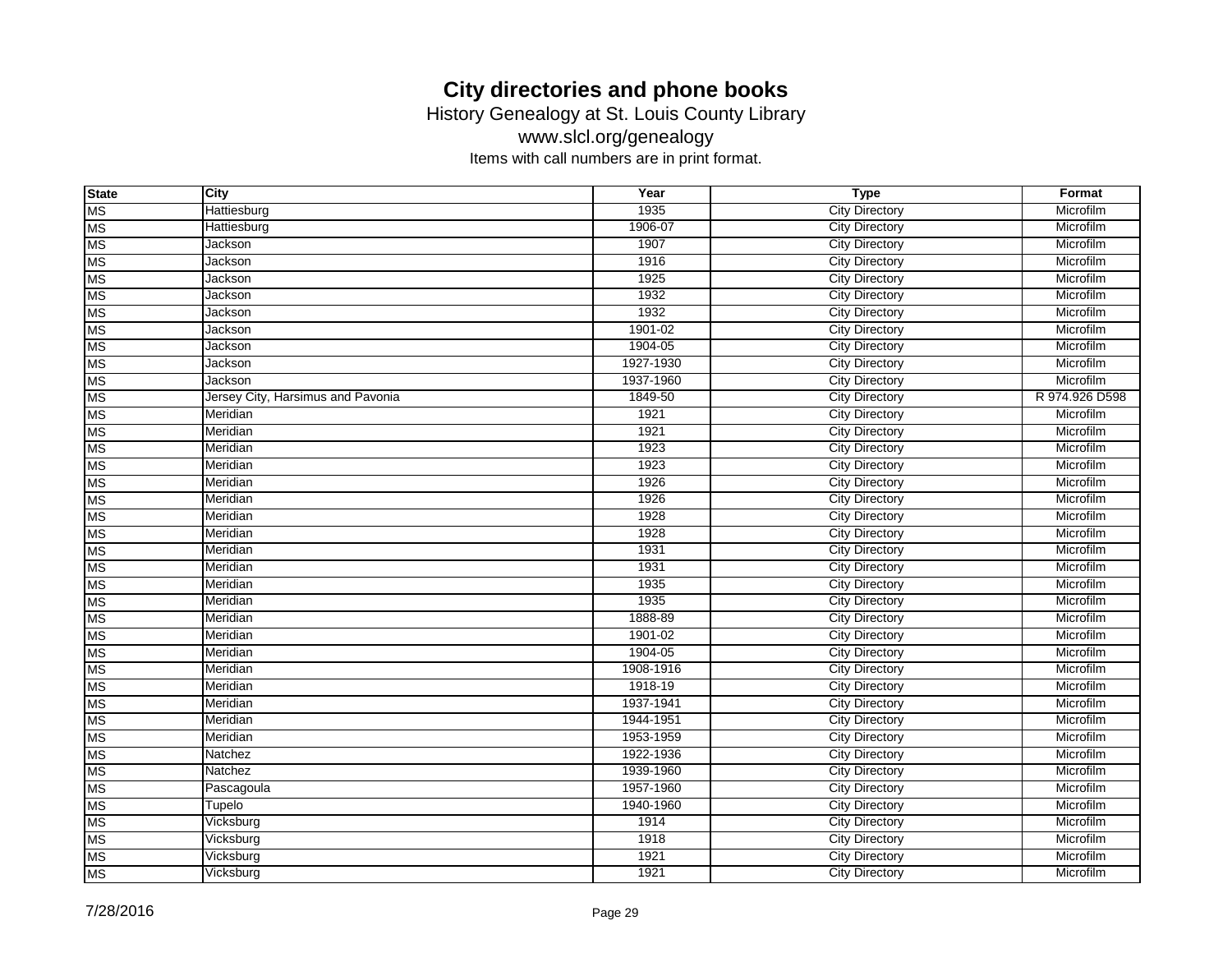# City directories and phone books

History Genealogy at St. Louis County Library

www.slcl.org/genealogy

Items with call numbers are in print format.

| State | City | Year | Type | Format |
|---|---|---|---|---|
| MS | Hattiesburg | 1935 | City Directory | Microfilm |
| MS | Hattiesburg | 1906-07 | City Directory | Microfilm |
| MS | Jackson | 1907 | City Directory | Microfilm |
| MS | Jackson | 1916 | City Directory | Microfilm |
| MS | Jackson | 1925 | City Directory | Microfilm |
| MS | Jackson | 1932 | City Directory | Microfilm |
| MS | Jackson | 1932 | City Directory | Microfilm |
| MS | Jackson | 1901-02 | City Directory | Microfilm |
| MS | Jackson | 1904-05 | City Directory | Microfilm |
| MS | Jackson | 1927-1930 | City Directory | Microfilm |
| MS | Jackson | 1937-1960 | City Directory | Microfilm |
| MS | Jersey City, Harsimus and Pavonia | 1849-50 | City Directory | R 974.926 D598 |
| MS | Meridian | 1921 | City Directory | Microfilm |
| MS | Meridian | 1921 | City Directory | Microfilm |
| MS | Meridian | 1923 | City Directory | Microfilm |
| MS | Meridian | 1923 | City Directory | Microfilm |
| MS | Meridian | 1926 | City Directory | Microfilm |
| MS | Meridian | 1926 | City Directory | Microfilm |
| MS | Meridian | 1928 | City Directory | Microfilm |
| MS | Meridian | 1928 | City Directory | Microfilm |
| MS | Meridian | 1931 | City Directory | Microfilm |
| MS | Meridian | 1931 | City Directory | Microfilm |
| MS | Meridian | 1935 | City Directory | Microfilm |
| MS | Meridian | 1935 | City Directory | Microfilm |
| MS | Meridian | 1888-89 | City Directory | Microfilm |
| MS | Meridian | 1901-02 | City Directory | Microfilm |
| MS | Meridian | 1904-05 | City Directory | Microfilm |
| MS | Meridian | 1908-1916 | City Directory | Microfilm |
| MS | Meridian | 1918-19 | City Directory | Microfilm |
| MS | Meridian | 1937-1941 | City Directory | Microfilm |
| MS | Meridian | 1944-1951 | City Directory | Microfilm |
| MS | Meridian | 1953-1959 | City Directory | Microfilm |
| MS | Natchez | 1922-1936 | City Directory | Microfilm |
| MS | Natchez | 1939-1960 | City Directory | Microfilm |
| MS | Pascagoula | 1957-1960 | City Directory | Microfilm |
| MS | Tupelo | 1940-1960 | City Directory | Microfilm |
| MS | Vicksburg | 1914 | City Directory | Microfilm |
| MS | Vicksburg | 1918 | City Directory | Microfilm |
| MS | Vicksburg | 1921 | City Directory | Microfilm |
| MS | Vicksburg | 1921 | City Directory | Microfilm |

7/28/2016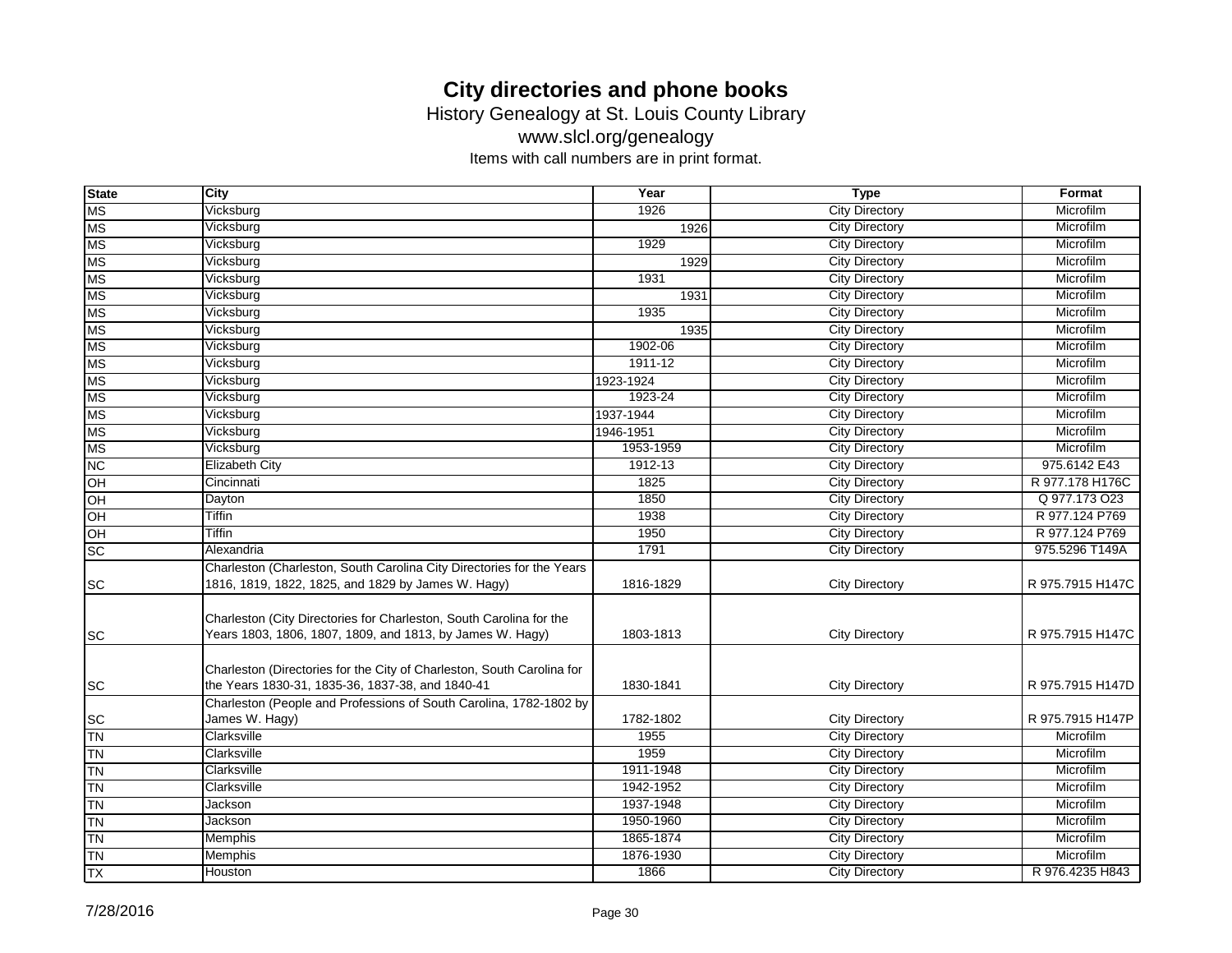# City directories and phone books

History Genealogy at St. Louis County Library

www.slcl.org/genealogy

Items with call numbers are in print format.

| State | City | Year | Type | Format |
|---|---|---|---|---|
| MS | Vicksburg | 1926 | City Directory | Microfilm |
| MS | Vicksburg | 1926 | City Directory | Microfilm |
| MS | Vicksburg | 1929 | City Directory | Microfilm |
| MS | Vicksburg | 1929 | City Directory | Microfilm |
| MS | Vicksburg | 1931 | City Directory | Microfilm |
| MS | Vicksburg | 1931 | City Directory | Microfilm |
| MS | Vicksburg | 1935 | City Directory | Microfilm |
| MS | Vicksburg | 1935 | City Directory | Microfilm |
| MS | Vicksburg | 1902-06 | City Directory | Microfilm |
| MS | Vicksburg | 1911-12 | City Directory | Microfilm |
| MS | Vicksburg | 1923-1924 | City Directory | Microfilm |
| MS | Vicksburg | 1923-24 | City Directory | Microfilm |
| MS | Vicksburg | 1937-1944 | City Directory | Microfilm |
| MS | Vicksburg | 1946-1951 | City Directory | Microfilm |
| MS | Vicksburg | 1953-1959 | City Directory | Microfilm |
| NC | Elizabeth City | 1912-13 | City Directory | 975.6142 E43 |
| OH | Cincinnati | 1825 | City Directory | R 977.178 H176C |
| OH | Dayton | 1850 | City Directory | Q 977.173 O23 |
| OH | Tiffin | 1938 | City Directory | R 977.124 P769 |
| OH | Tiffin | 1950 | City Directory | R 977.124 P769 |
| SC | Alexandria | 1791 | City Directory | 975.5296 T149A |
| SC | Charleston (Charleston, South Carolina City Directories for the Years 1816, 1819, 1822, 1825, and 1829 by James W. Hagy) | 1816-1829 | City Directory | R 975.7915 H147C |
| SC | Charleston (City Directories for Charleston, South Carolina for the Years 1803, 1806, 1807, 1809, and 1813, by James W. Hagy) | 1803-1813 | City Directory | R 975.7915 H147C |
| SC | Charleston (Directories for the City of Charleston, South Carolina for the Years 1830-31, 1835-36, 1837-38, and 1840-41 | 1830-1841 | City Directory | R 975.7915 H147D |
| SC | Charleston (People and Professions of South Carolina, 1782-1802 by James W. Hagy) | 1782-1802 | City Directory | R 975.7915 H147P |
| TN | Clarksville | 1955 | City Directory | Microfilm |
| TN | Clarksville | 1959 | City Directory | Microfilm |
| TN | Clarksville | 1911-1948 | City Directory | Microfilm |
| TN | Clarksville | 1942-1952 | City Directory | Microfilm |
| TN | Jackson | 1937-1948 | City Directory | Microfilm |
| TN | Jackson | 1950-1960 | City Directory | Microfilm |
| TN | Memphis | 1865-1874 | City Directory | Microfilm |
| TN | Memphis | 1876-1930 | City Directory | Microfilm |
| TX | Houston | 1866 | City Directory | R 976.4235 H843 |

7/28/2016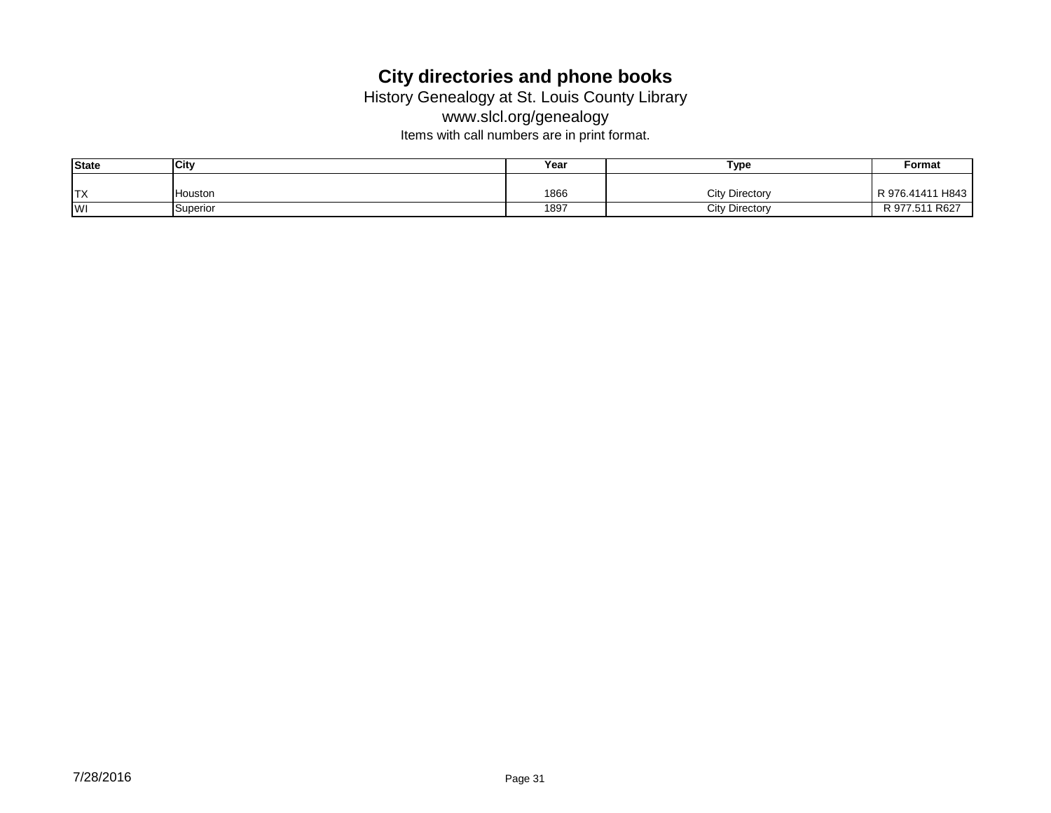# City directories and phone books

History Genealogy at St. Louis County Library

www.slcl.org/genealogy

Items with call numbers are in print format.

| State | City | Year | Type | Format |
|---|---|---|---|---|
| TX | Houston | 1866 | City Directory | R 976.41411 H843 |
| WI | Superior | 1897 | City Directory | R 977.511 R627 |

7/28/2016